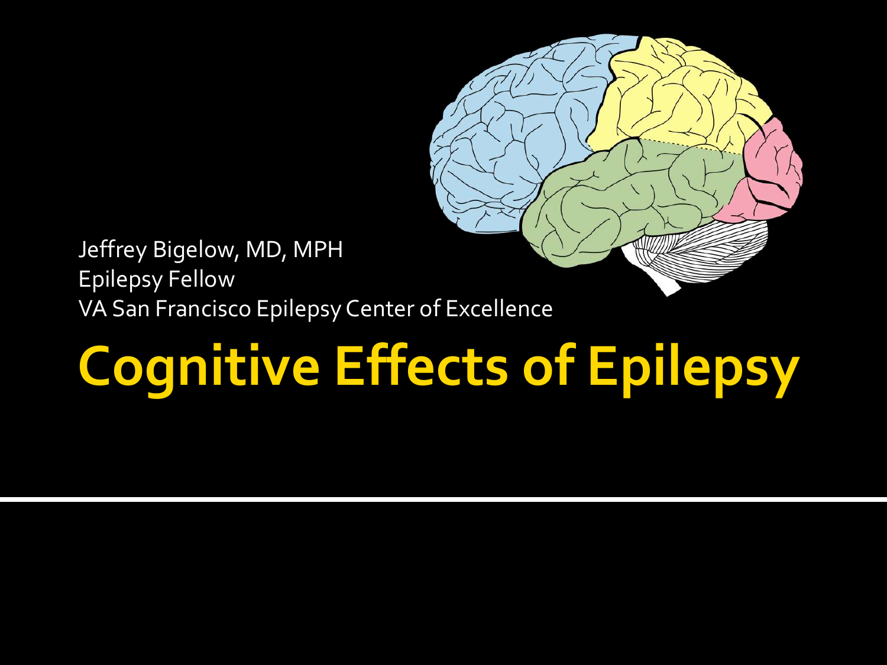Jeffrey Bigelow, MD, MPH
Epilepsy Fellow
VA San Francisco Epilepsy Center of Excellence

# Cognitive Effects of Epilepsy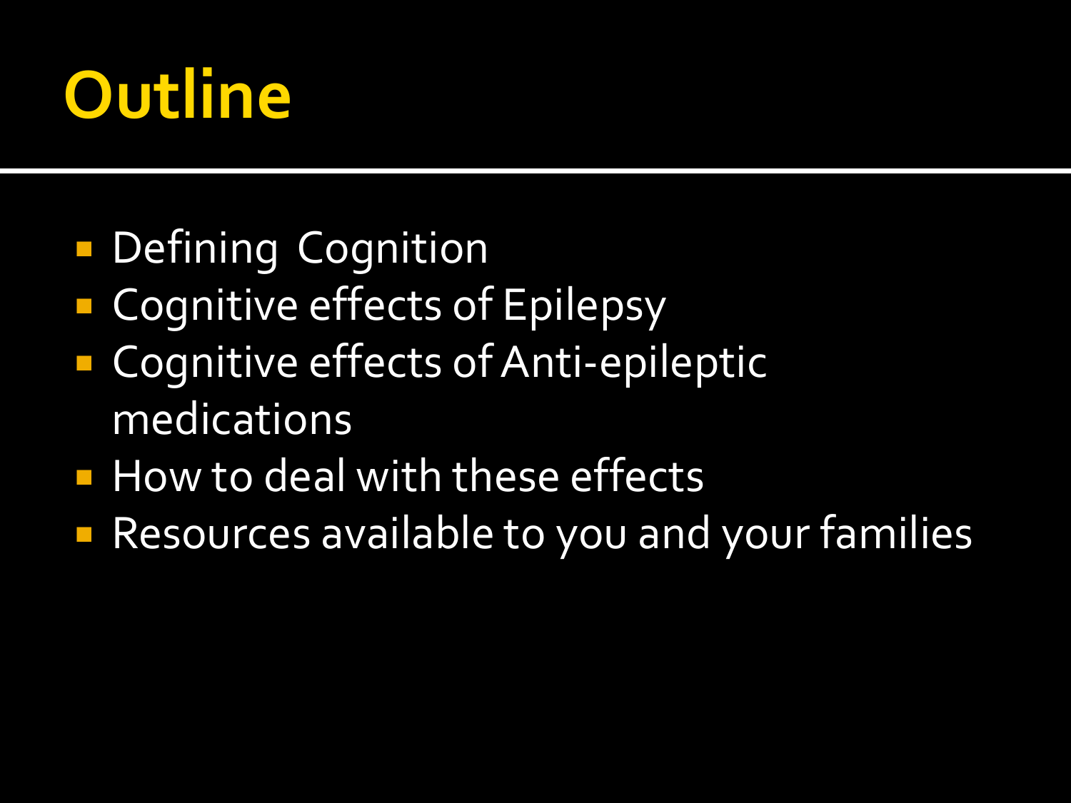# Outline

- Defining Cognition
- Cognitive effects of Epilepsy
- Cognitive effects of Anti-epileptic medications
- How to deal with these effects
- Resources available to you and your families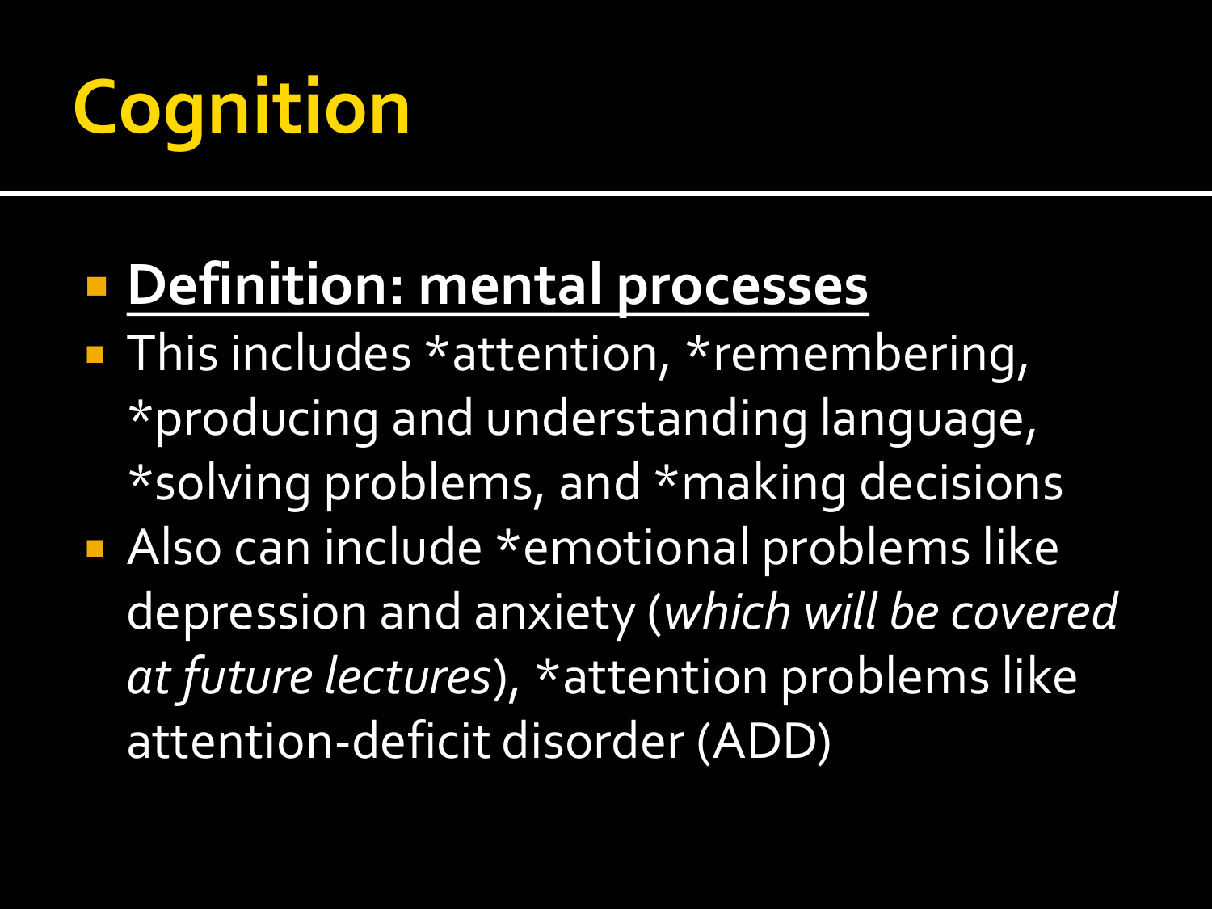# Cognition

- **Definition: mental processes**
- This includes *attention, *remembering, *producing and understanding language, *solving problems, and *making decisions
- Also can include *emotional problems like depression and anxiety (*which will be covered at future lectures*), *attention problems like attention-deficit disorder (ADD)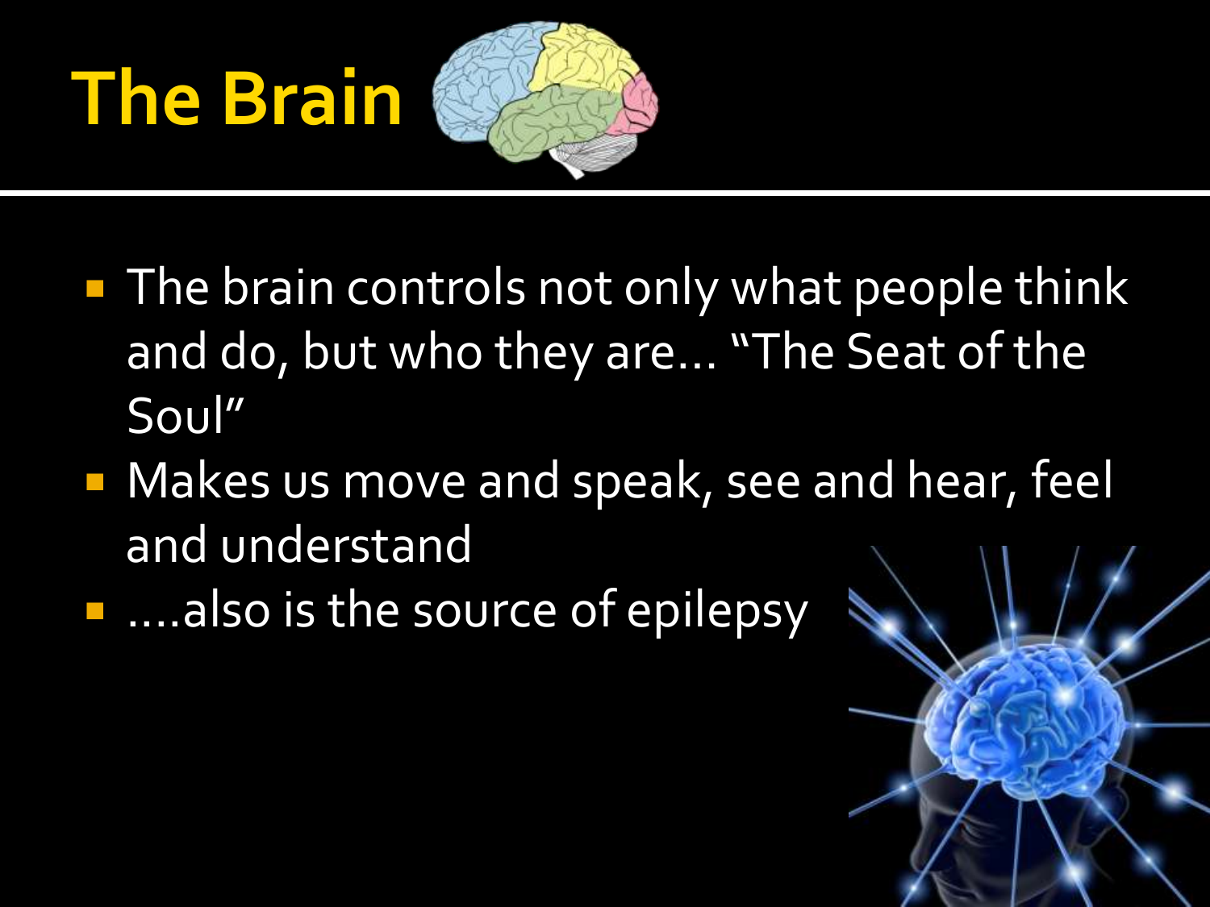# The Brain

- The brain controls not only what people think and do, but who they are… "The Seat of the Soul"
- Makes us move and speak, see and hear, feel and understand
- ….also is the source of epilepsy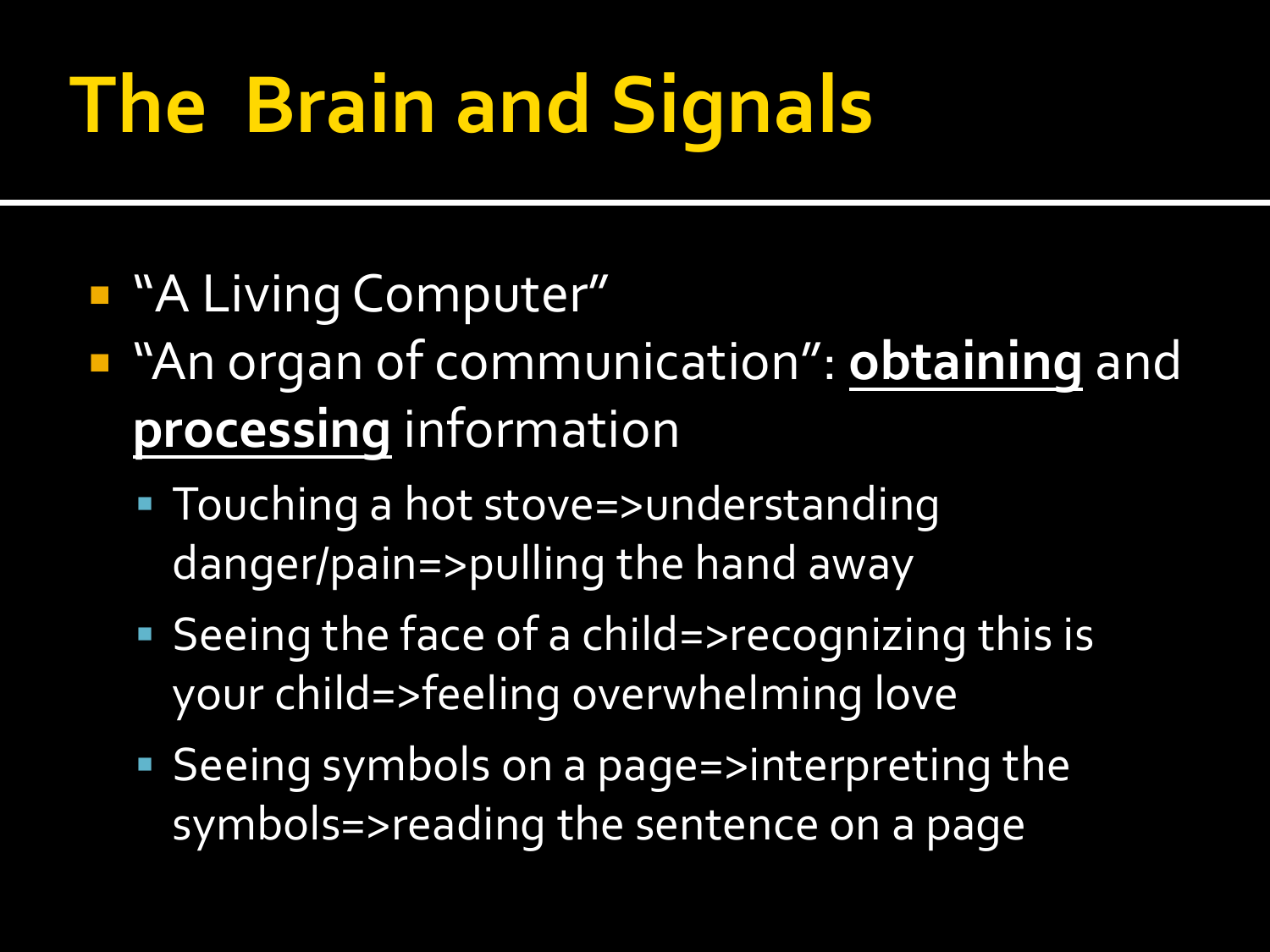# The Brain and Signals

- "A Living Computer"
- "An organ of communication": **obtaining** and **processing** information
  - Touching a hot stove=>understanding danger/pain=>pulling the hand away
  - Seeing the face of a child=>recognizing this is your child=>feeling overwhelming love
  - Seeing symbols on a page=>interpreting the symbols=>reading the sentence on a page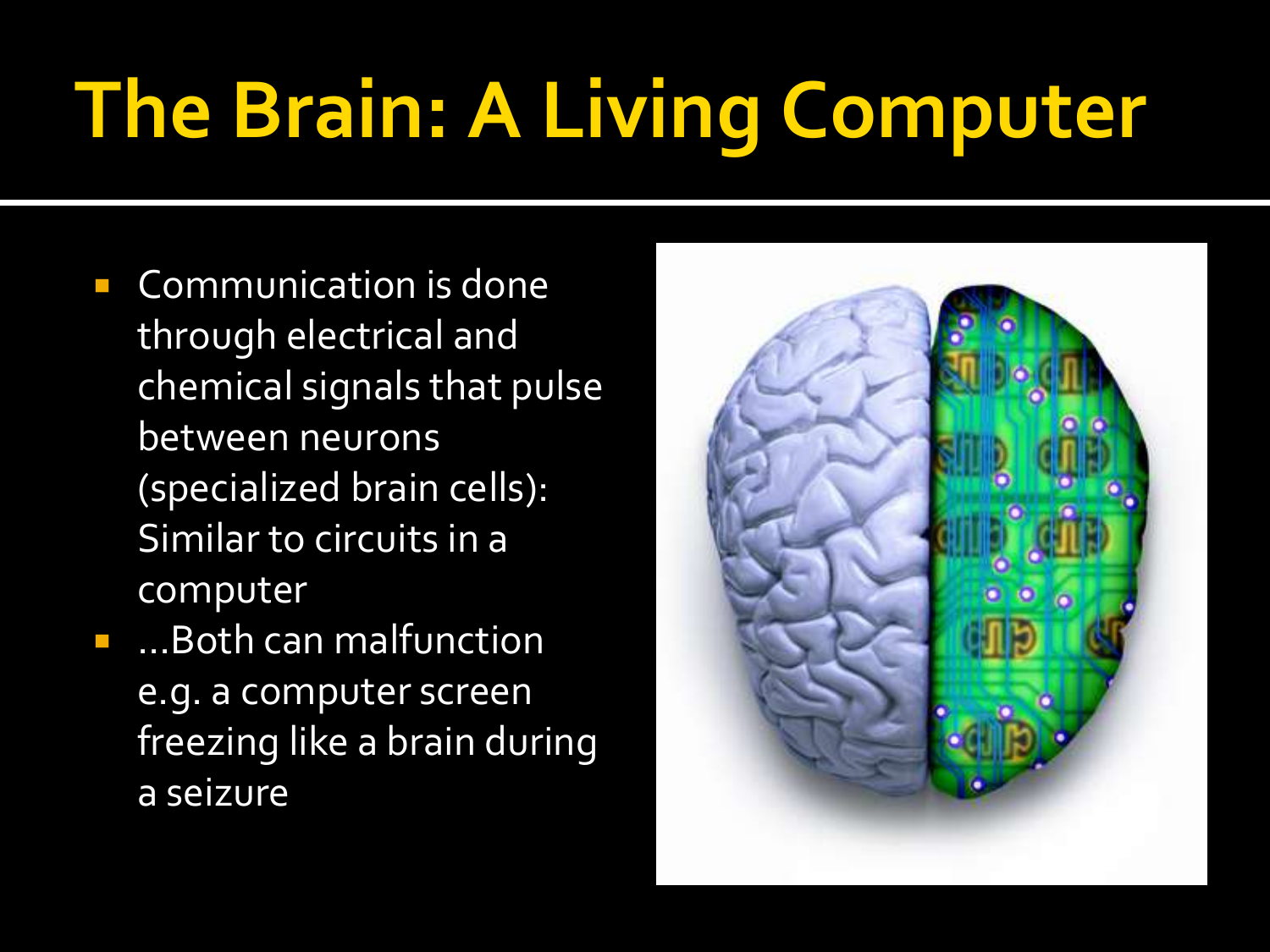# The Brain: A Living Computer

- Communication is done through electrical and chemical signals that pulse between neurons (specialized brain cells): Similar to circuits in a computer
- ...Both can malfunction e.g. a computer screen freezing like a brain during a seizure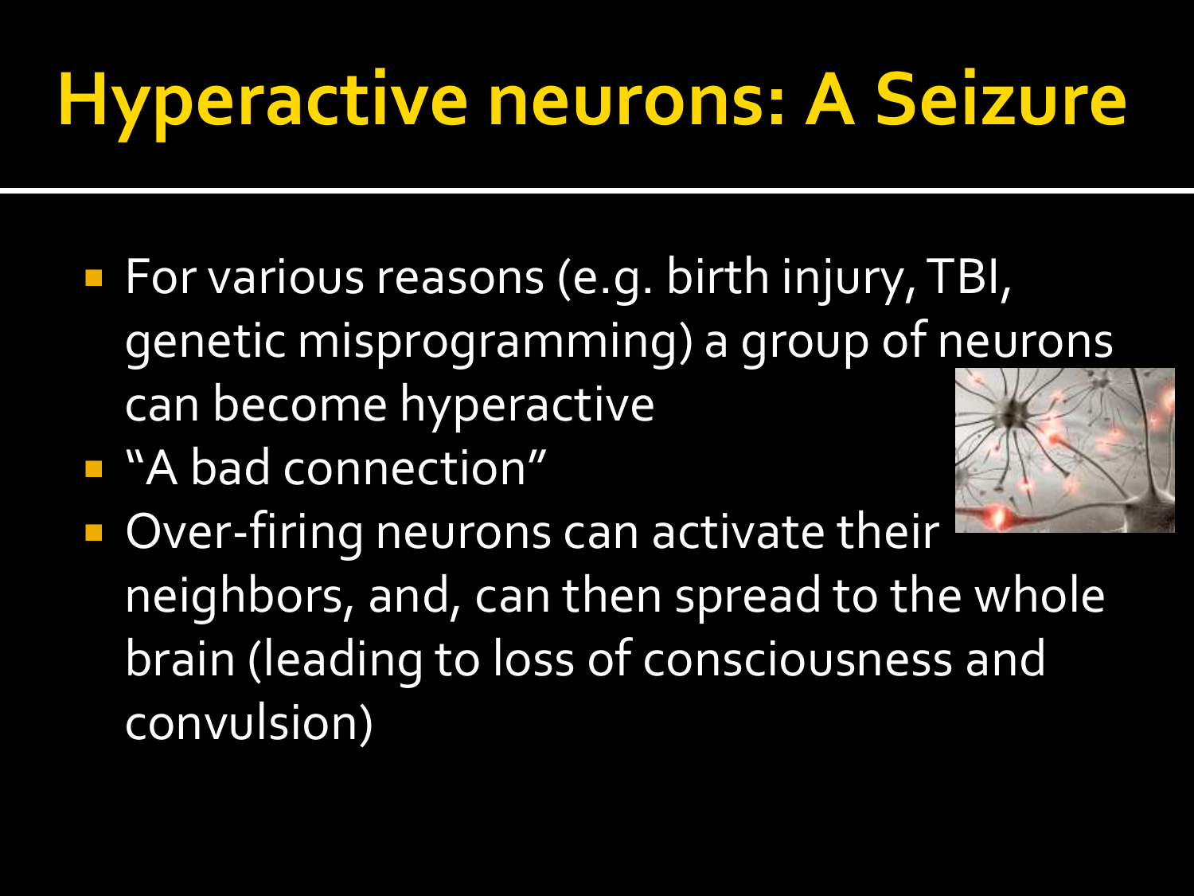# Hyperactive neurons: A Seizure

- For various reasons (e.g. birth injury, TBI, genetic misprogramming) a group of neurons can become hyperactive
- "A bad connection"
- Over-firing neurons can activate their neighbors, and, can then spread to the whole brain (leading to loss of consciousness and convulsion)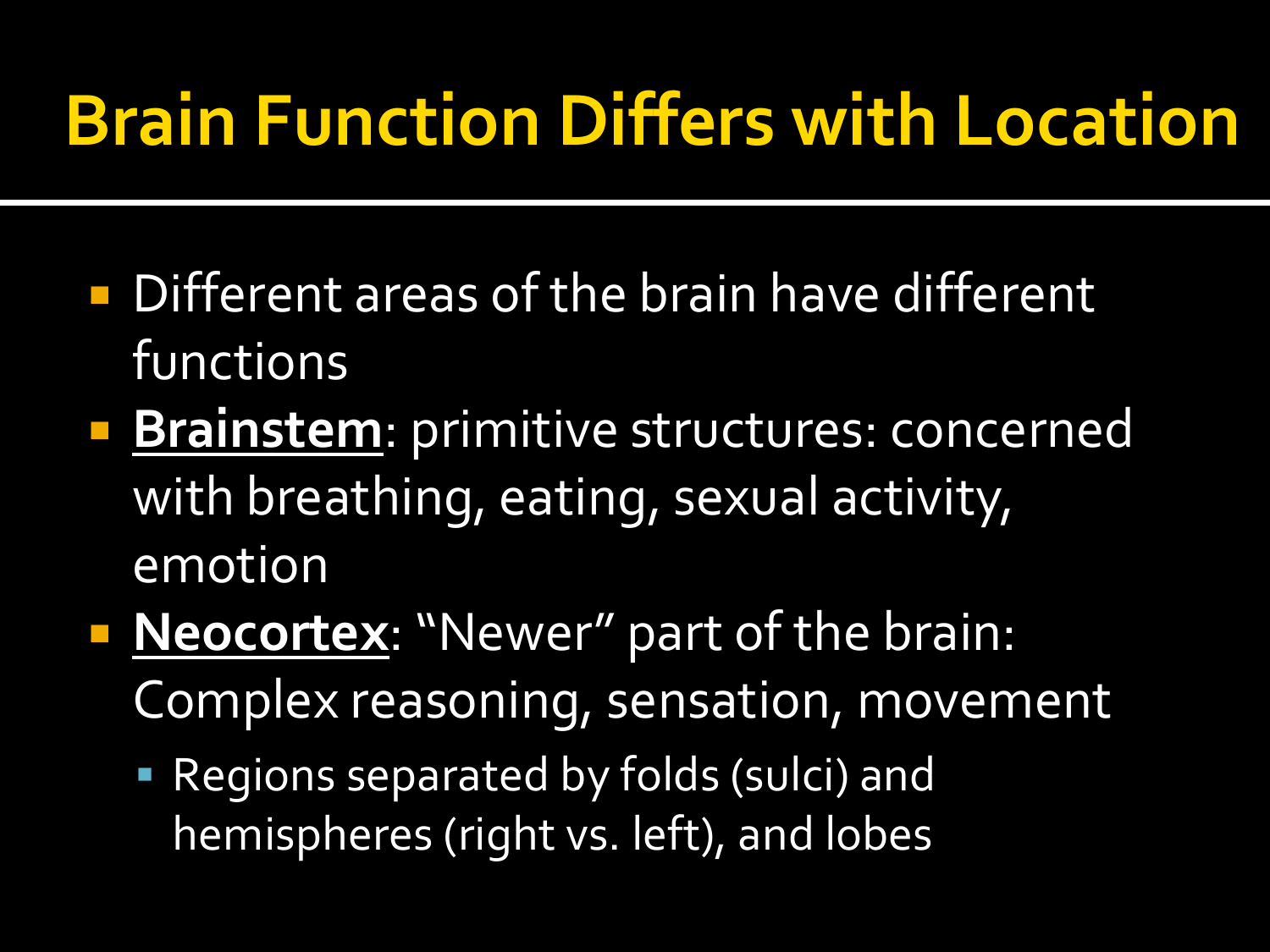# Brain Function Differs with Location

- Different areas of the brain have different functions
- **Brainstem**: primitive structures: concerned with breathing, eating, sexual activity, emotion
- **Neocortex**: "Newer" part of the brain: Complex reasoning, sensation, movement
  - Regions separated by folds (sulci) and hemispheres (right vs. left), and lobes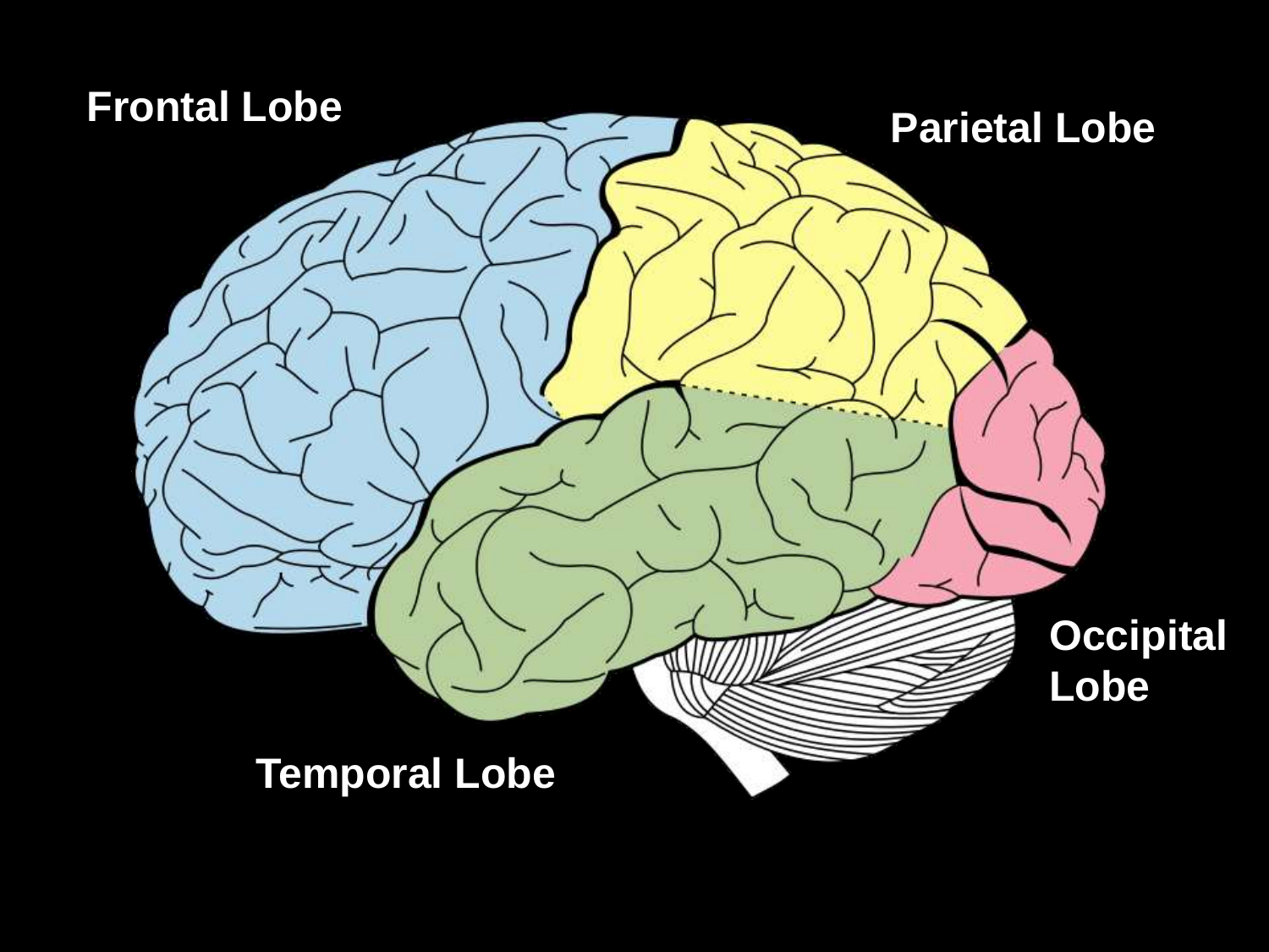Frontal Lobe

Parietal Lobe

Occipital Lobe

Temporal Lobe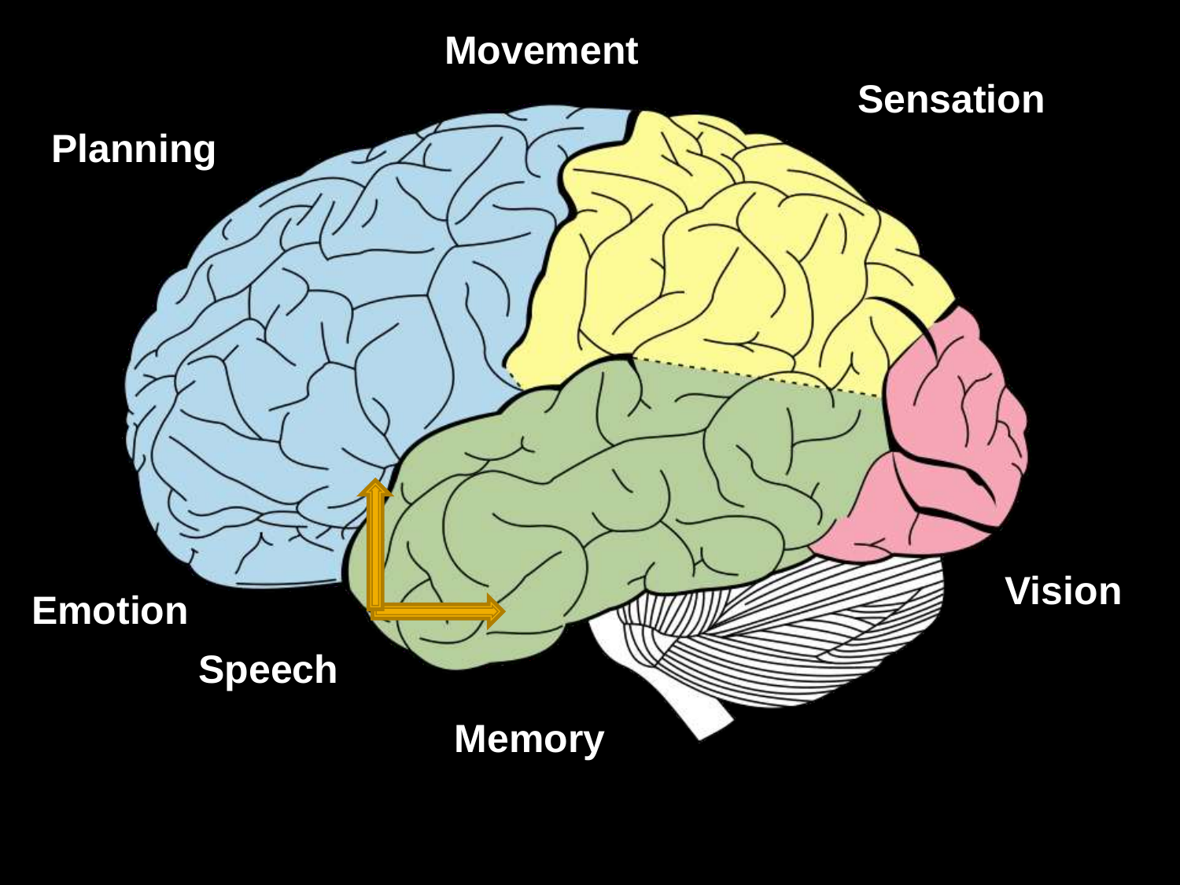Movement

Sensation

Planning

Emotion

Speech

Memory

Vision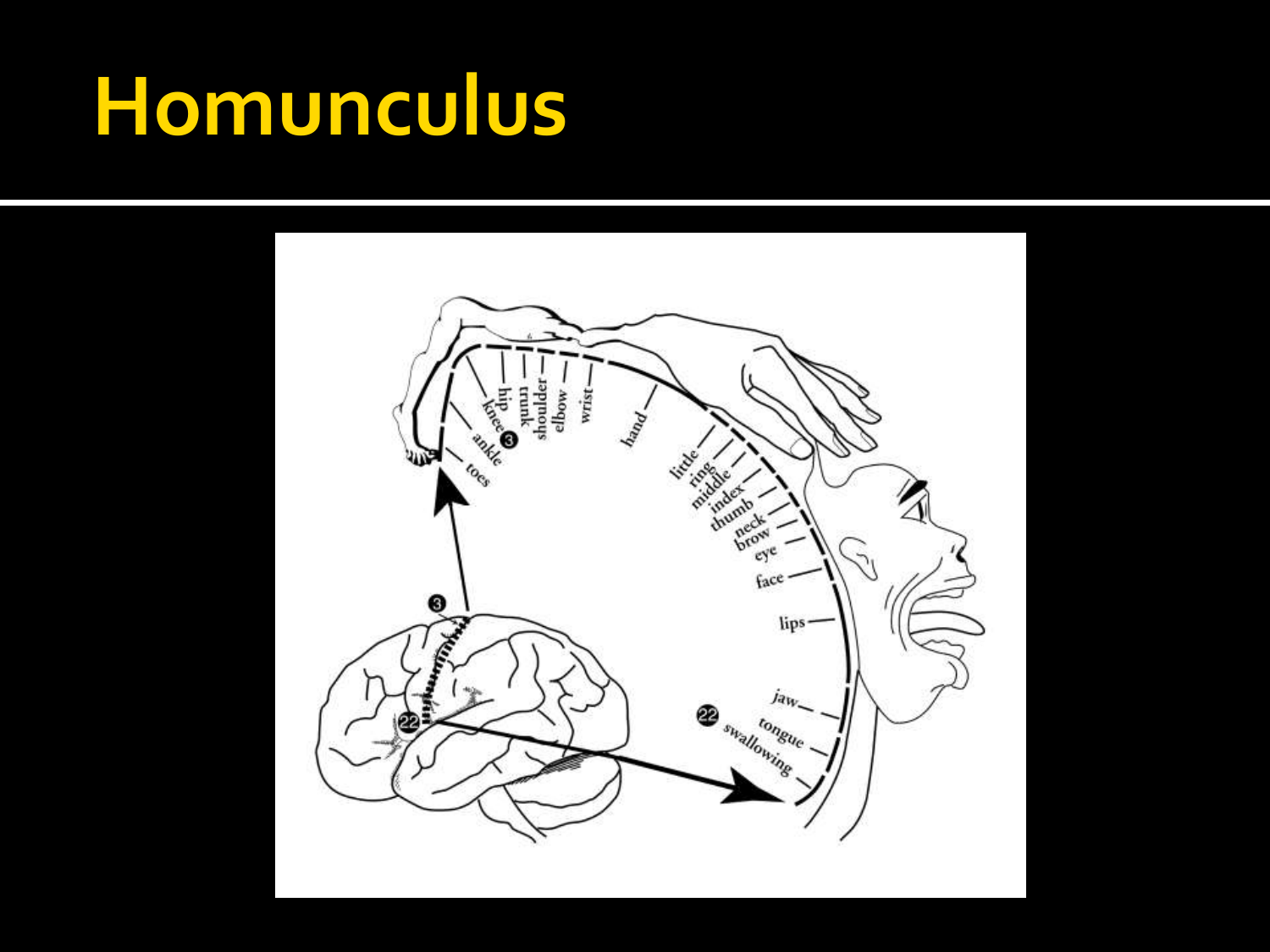# Homunculus

toes
ankle
knee
hip
trunk
shoulder
elbow
wrist
hand
little
ring
middle
index
thumb
neck
brow
eye
face
lips
jaw
tongue
swallowing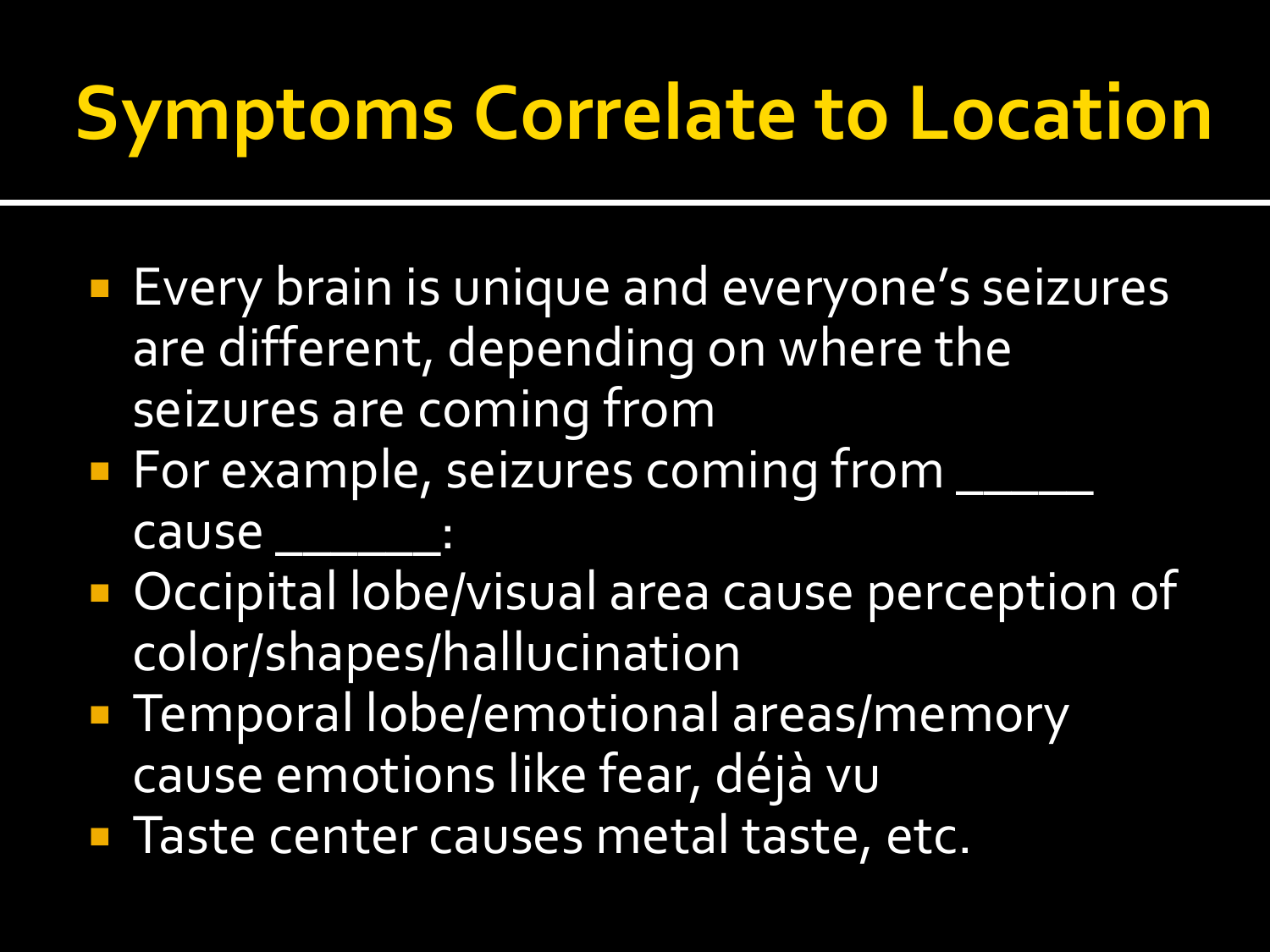# Symptoms Correlate to Location

- Every brain is unique and everyone's seizures are different, depending on where the seizures are coming from
- For example, seizures coming from _____ cause ______:
- Occipital lobe/visual area cause perception of color/shapes/hallucination
- Temporal lobe/emotional areas/memory cause emotions like fear, déjà vu
- Taste center causes metal taste, etc.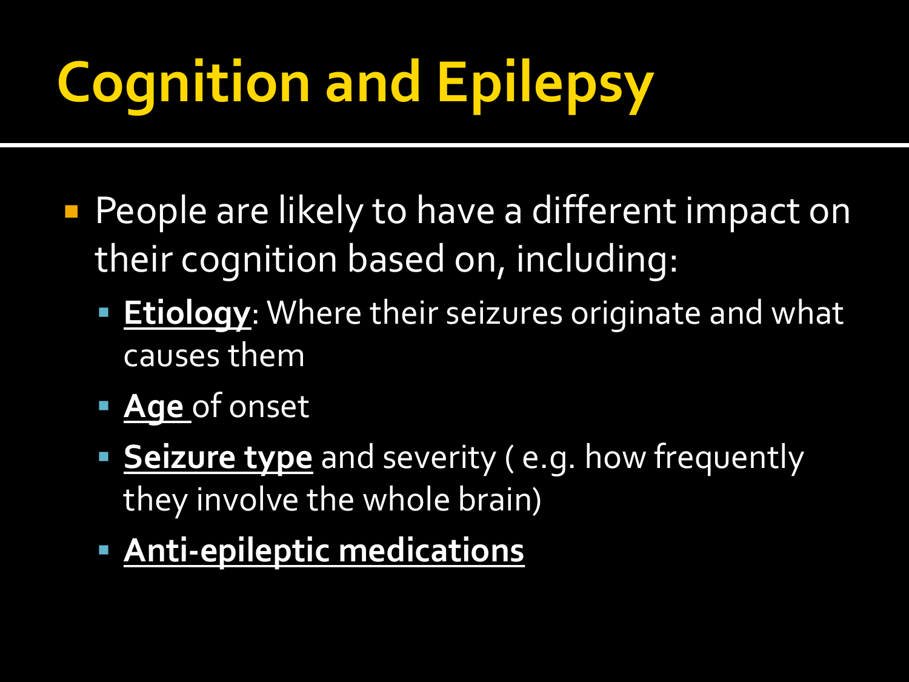# Cognition and Epilepsy

- People are likely to have a different impact on their cognition based on, including:
  - **Etiology**: Where their seizures originate and what causes them
  - **Age** of onset
  - **Seizure type** and severity ( e.g. how frequently they involve the whole brain)
  - **Anti-epileptic medications**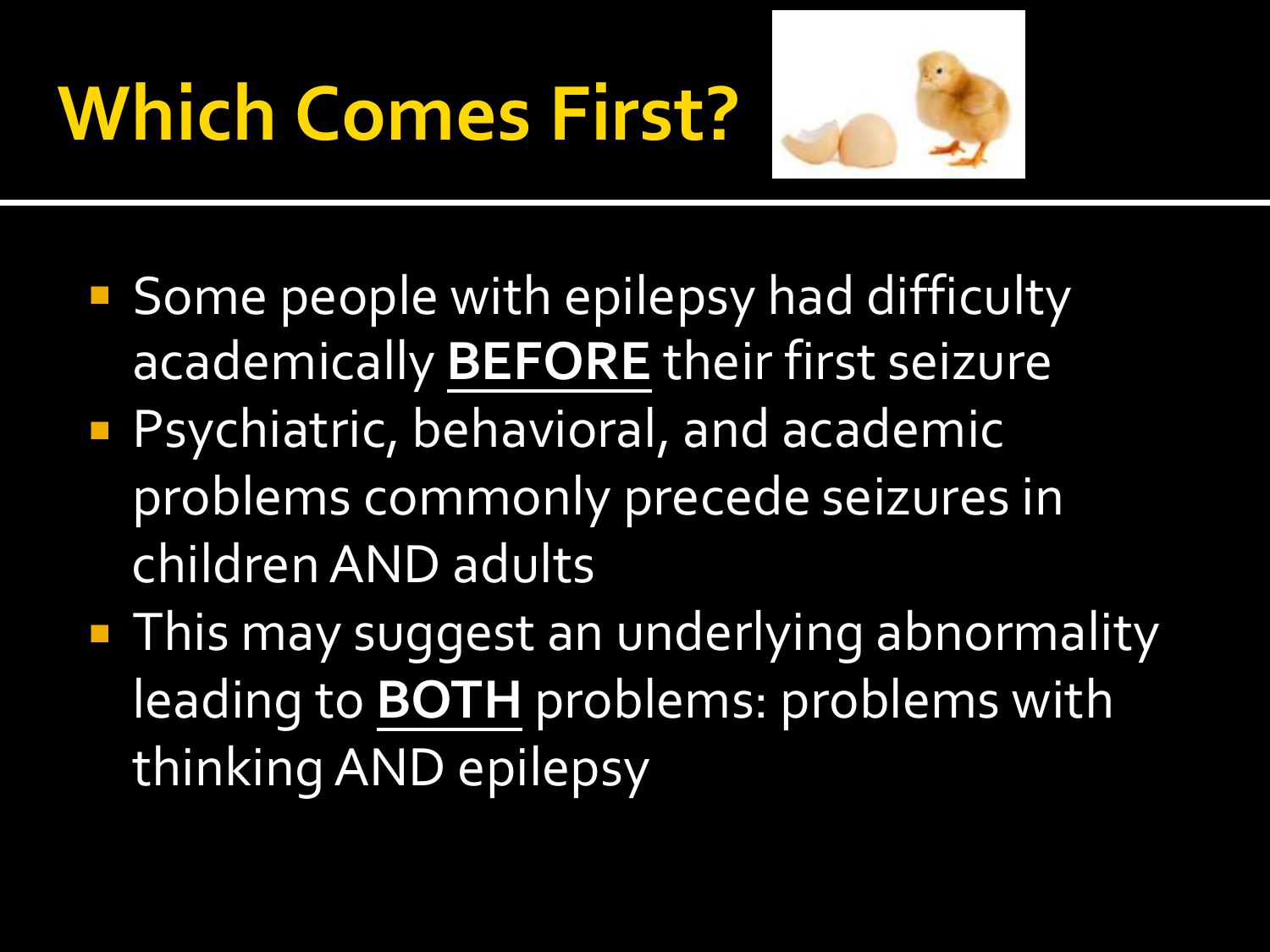# Which Comes First?

- Some people with epilepsy had difficulty academically **BEFORE** their first seizure
- Psychiatric, behavioral, and academic problems commonly precede seizures in children AND adults
- This may suggest an underlying abnormality leading to **BOTH** problems: problems with thinking AND epilepsy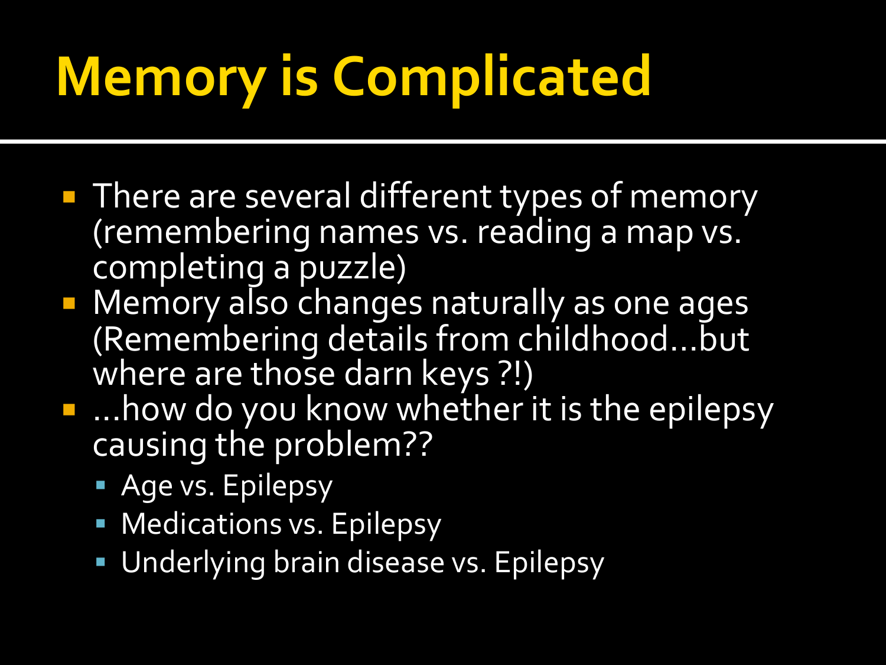# Memory is Complicated

- There are several different types of memory (remembering names vs. reading a map vs. completing a puzzle)
- Memory also changes naturally as one ages (Remembering details from childhood…but where are those darn keys ?!)
- …how do you know whether it is the epilepsy causing the problem??
  - Age vs. Epilepsy
  - Medications vs. Epilepsy
  - Underlying brain disease vs. Epilepsy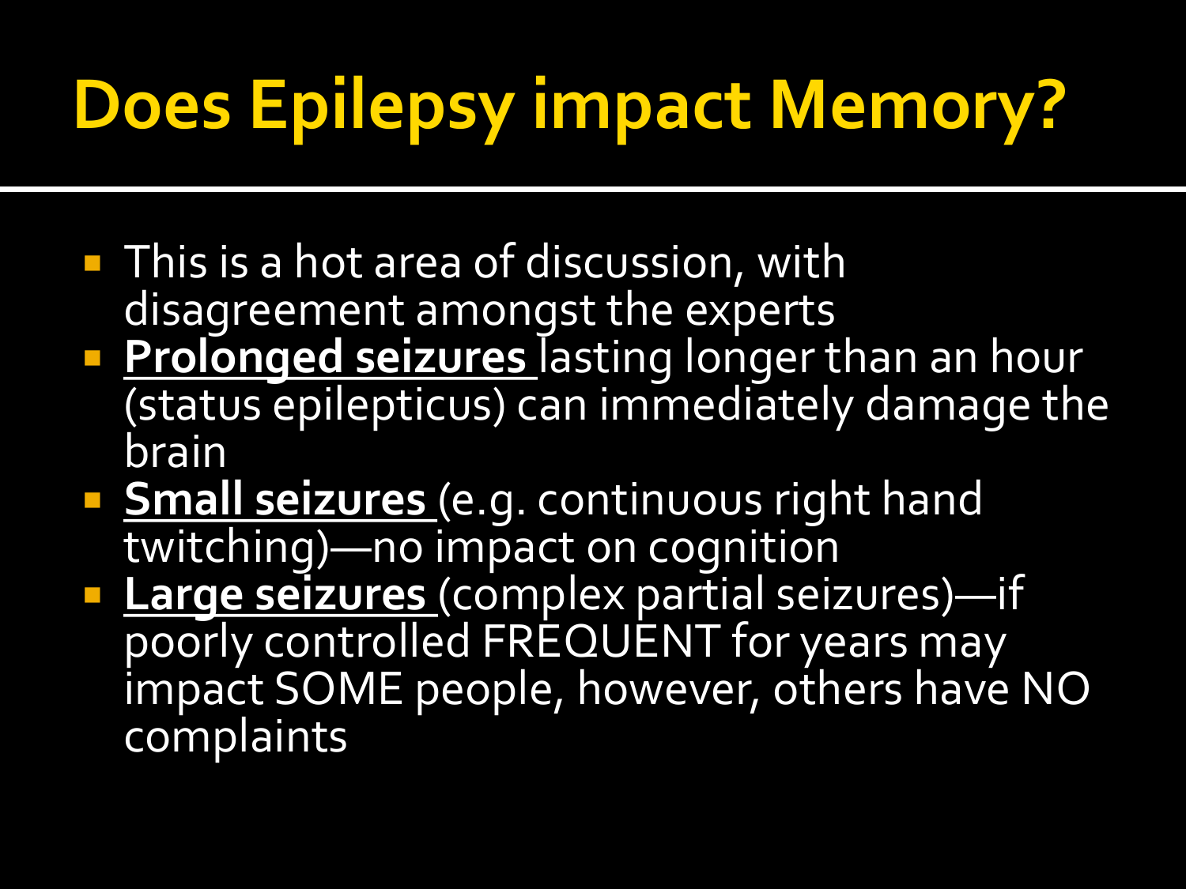# Does Epilepsy impact Memory?

- This is a hot area of discussion, with disagreement amongst the experts
- **Prolonged seizures** lasting longer than an hour (status epilepticus) can immediately damage the brain
- **Small seizures** (e.g. continuous right hand twitching)—no impact on cognition
- **Large seizures** (complex partial seizures)—if poorly controlled FREQUENT for years may impact SOME people, however, others have NO complaints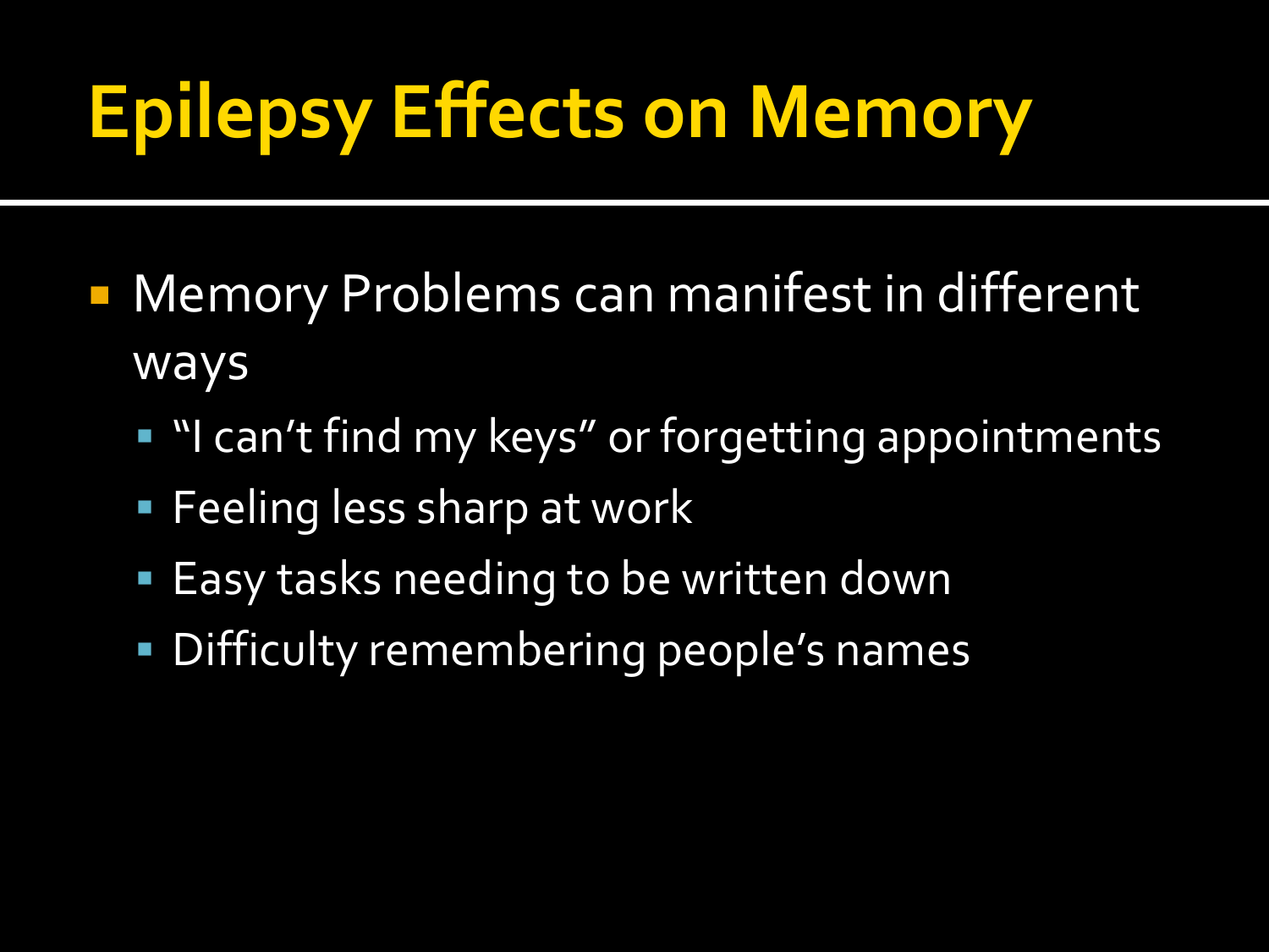# Epilepsy Effects on Memory

- Memory Problems can manifest in different ways
  - "I can't find my keys" or forgetting appointments
  - Feeling less sharp at work
  - Easy tasks needing to be written down
  - Difficulty remembering people's names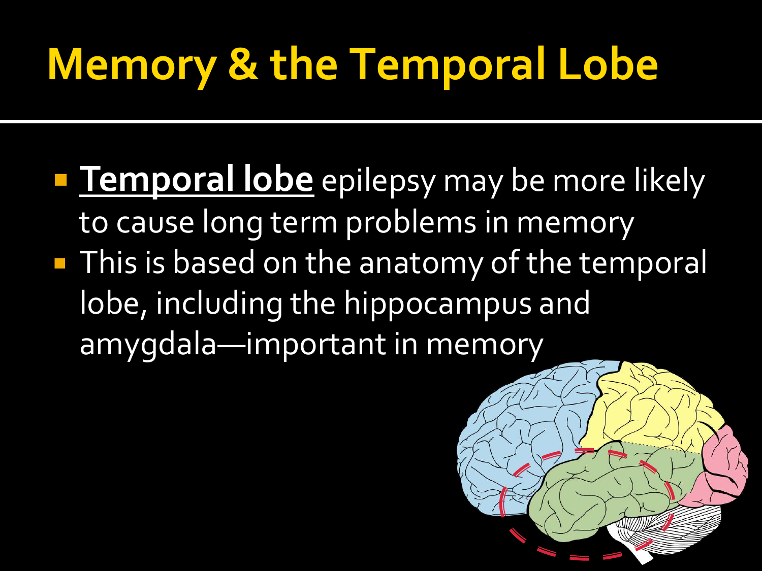# Memory & the Temporal Lobe

- **<u>Temporal lobe</u>** epilepsy may be more likely to cause long term problems in memory
- This is based on the anatomy of the temporal lobe, including the hippocampus and amygdala—important in memory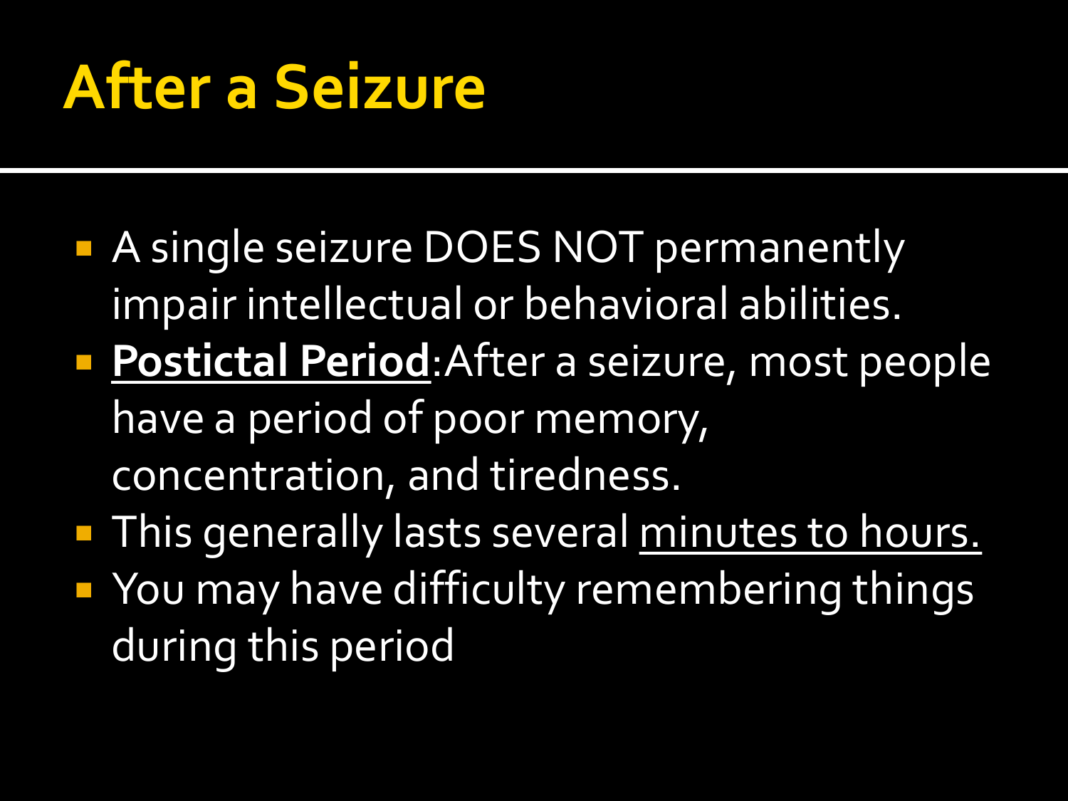# After a Seizure

- A single seizure DOES NOT permanently impair intellectual or behavioral abilities.
- **Postictal Period**:After a seizure, most people have a period of poor memory, concentration, and tiredness.
- This generally lasts several minutes to hours.
- You may have difficulty remembering things during this period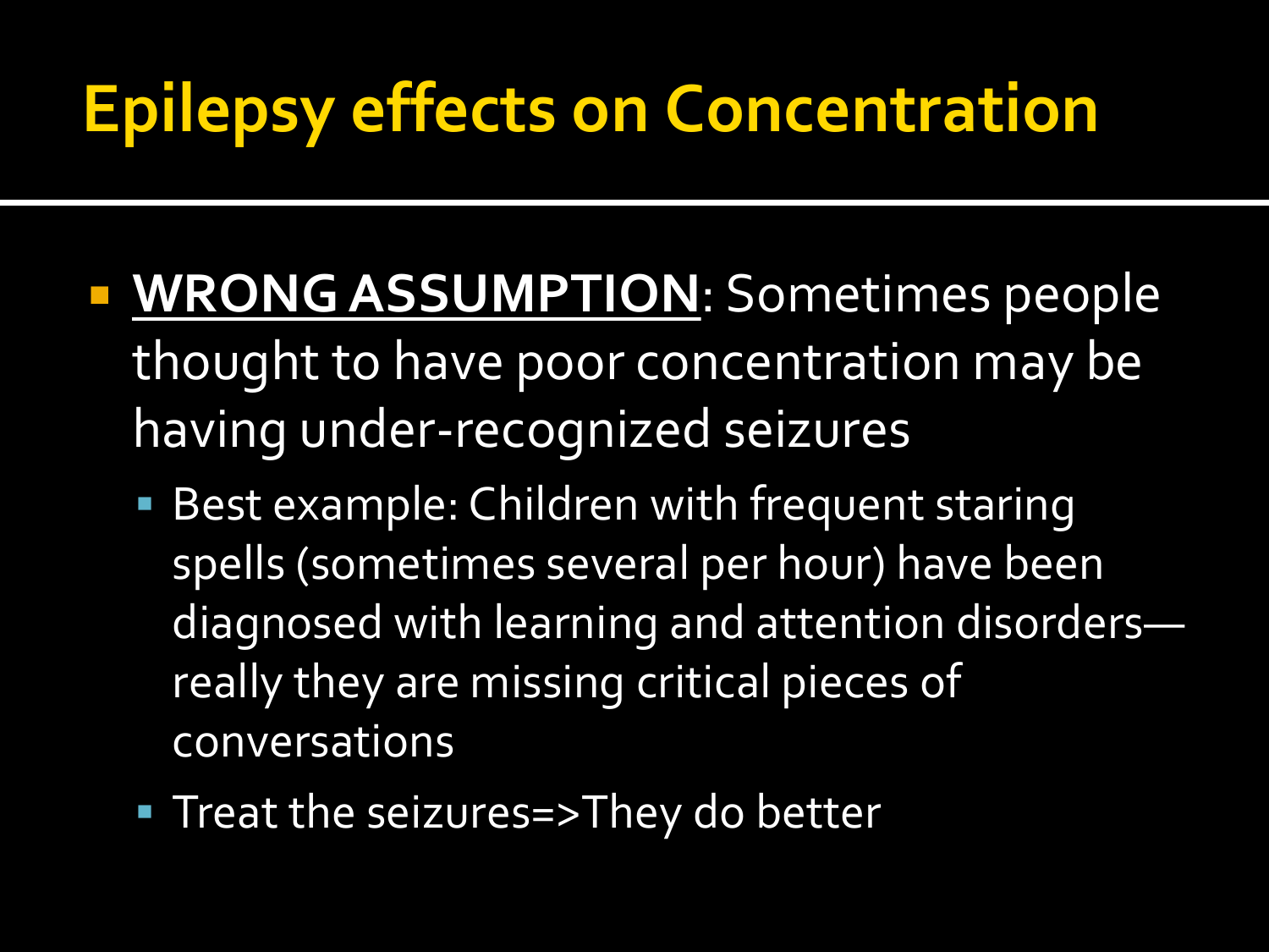# Epilepsy effects on Concentration

- **WRONG ASSUMPTION**: Sometimes people thought to have poor concentration may be having under-recognized seizures
  - Best example: Children with frequent staring spells (sometimes several per hour) have been diagnosed with learning and attention disorders—really they are missing critical pieces of conversations
  - Treat the seizures=>They do better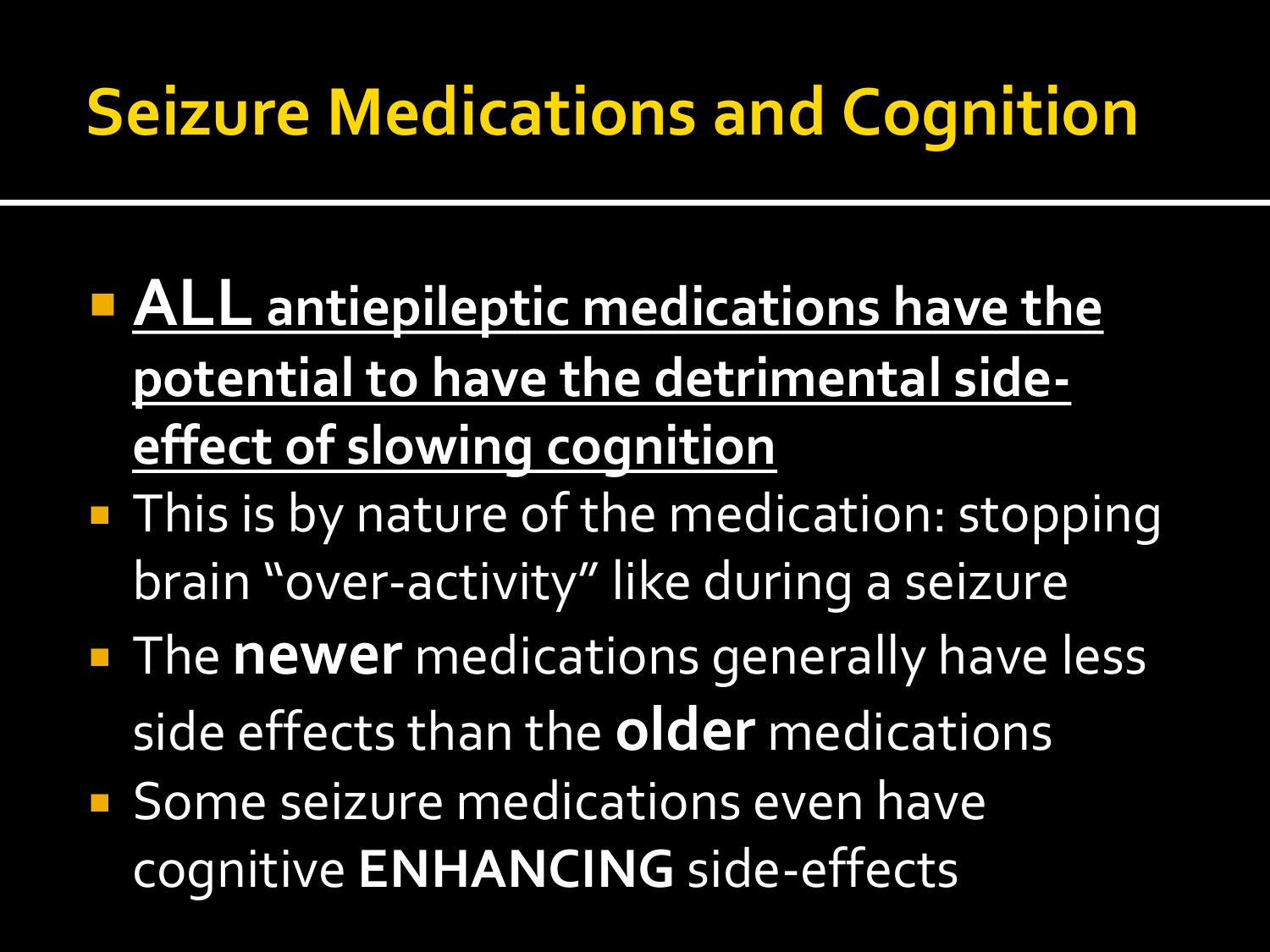# Seizure Medications and Cognition

- **ALL antiepileptic medications have the potential to have the detrimental side-effect of slowing cognition**
- This is by nature of the medication: stopping brain "over-activity" like during a seizure
- The **newer** medications generally have less side effects than the **older** medications
- Some seizure medications even have cognitive **ENHANCING** side-effects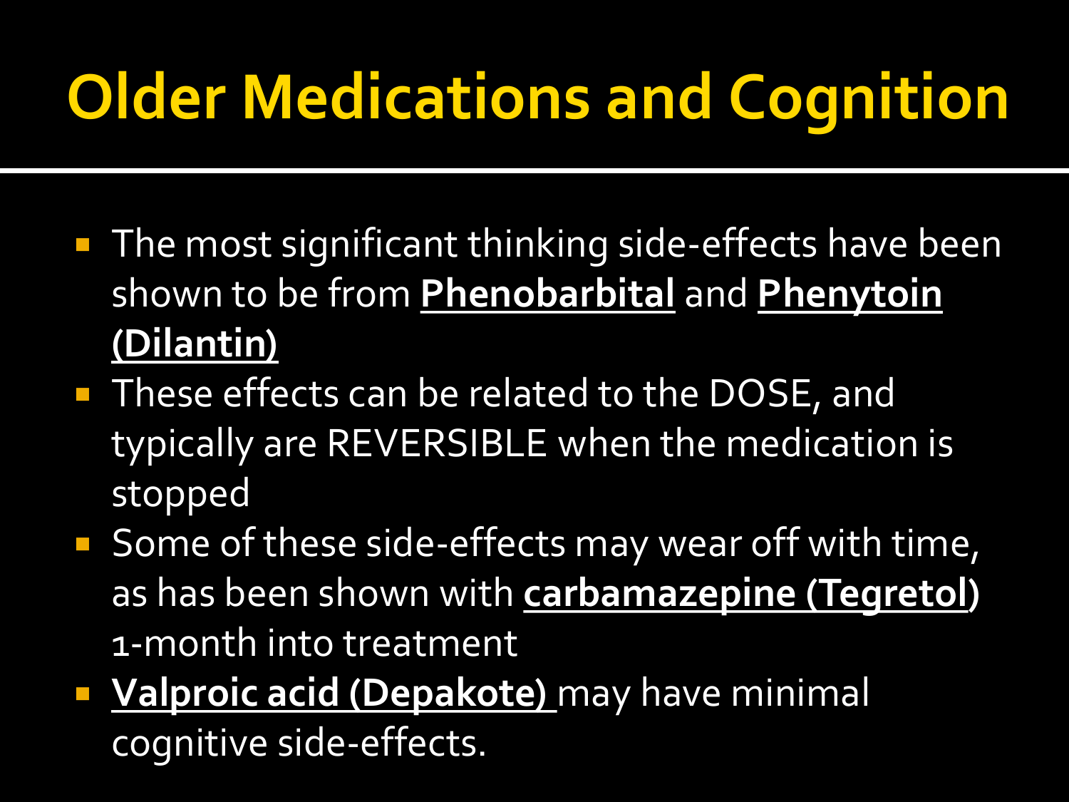# Older Medications and Cognition

- The most significant thinking side-effects have been shown to be from **Phenobarbital** and **Phenytoin (Dilantin)**
- These effects can be related to the DOSE, and typically are REVERSIBLE when the medication is stopped
- Some of these side-effects may wear off with time, as has been shown with **carbamazepine (Tegretol)** 1-month into treatment
- **Valproic acid (Depakote)** may have minimal cognitive side-effects.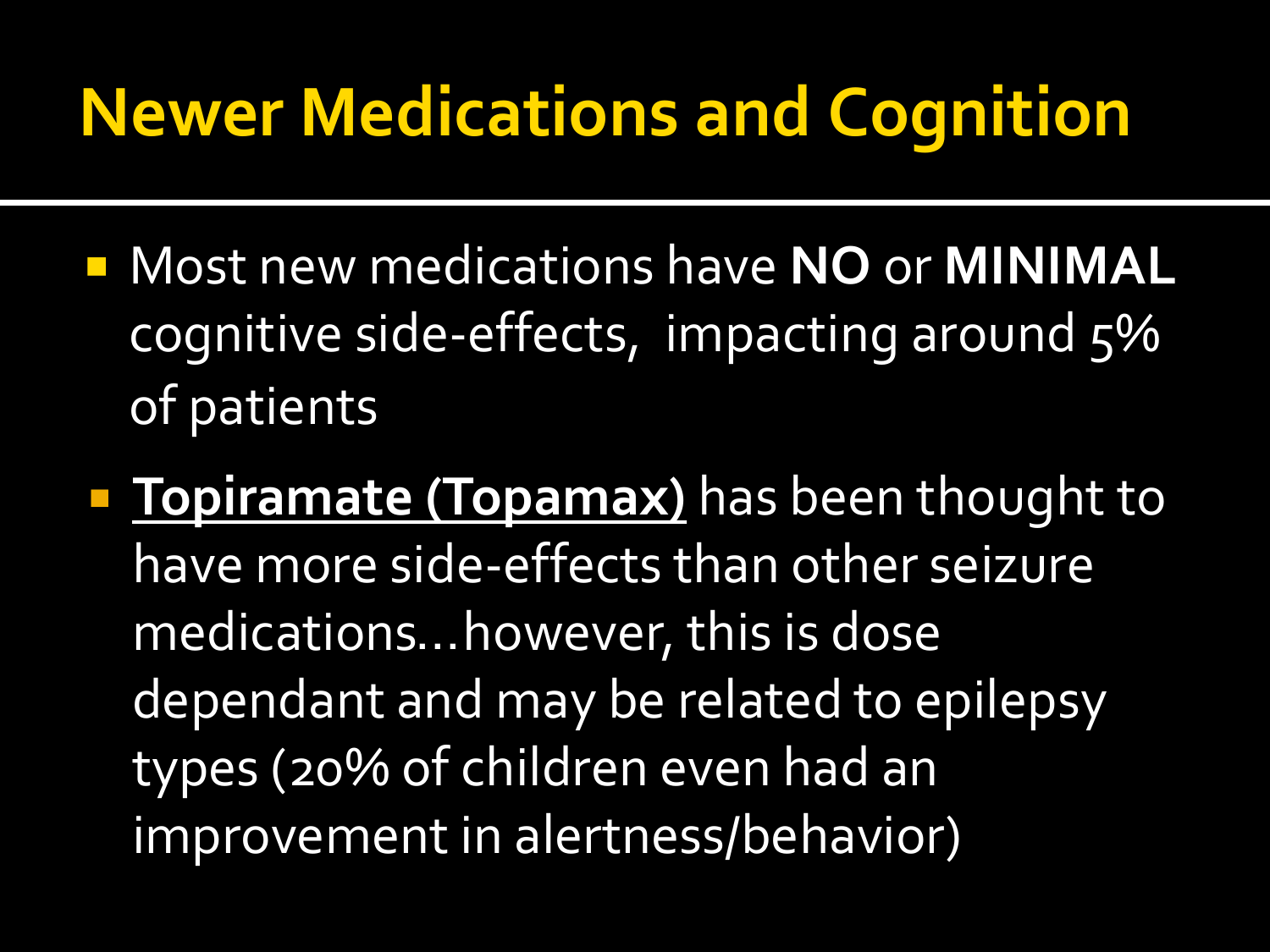# Newer Medications and Cognition

- Most new medications have **NO** or **MINIMAL** cognitive side-effects, impacting around 5% of patients
- **<u>Topiramate (Topamax)</u>** has been thought to have more side-effects than other seizure medications…however, this is dose dependant and may be related to epilepsy types (20% of children even had an improvement in alertness/behavior)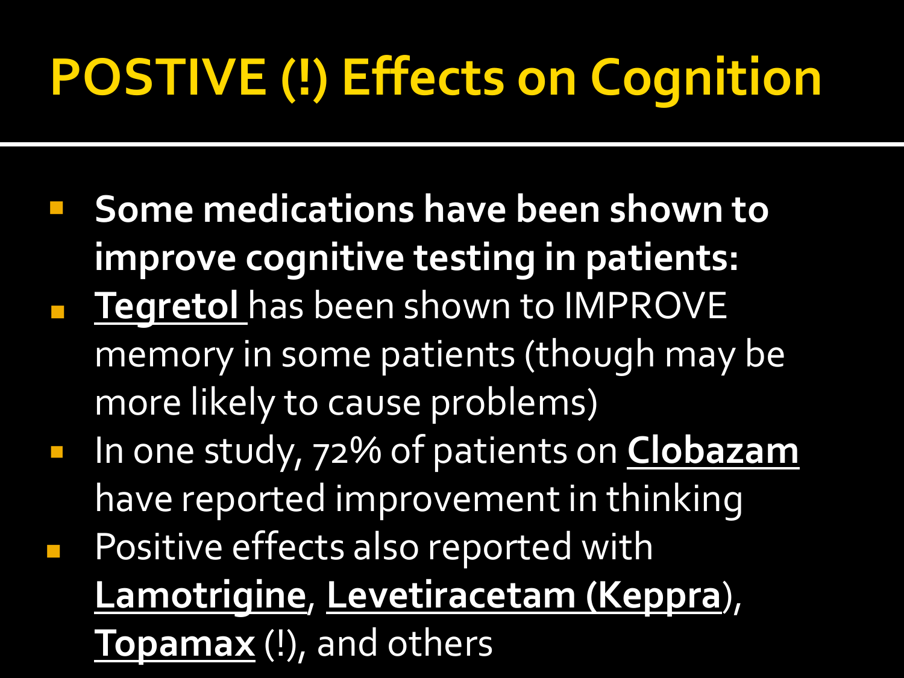# POSTIVE (!) Effects on Cognition

- **Some medications have been shown to improve cognitive testing in patients:**
- **Tegretol** has been shown to IMPROVE memory in some patients (though may be more likely to cause problems)
- In one study, 72% of patients on **Clobazam** have reported improvement in thinking
- Positive effects also reported with **Lamotrigine**, **Levetiracetam (Keppra)**, **Topamax** (!), and others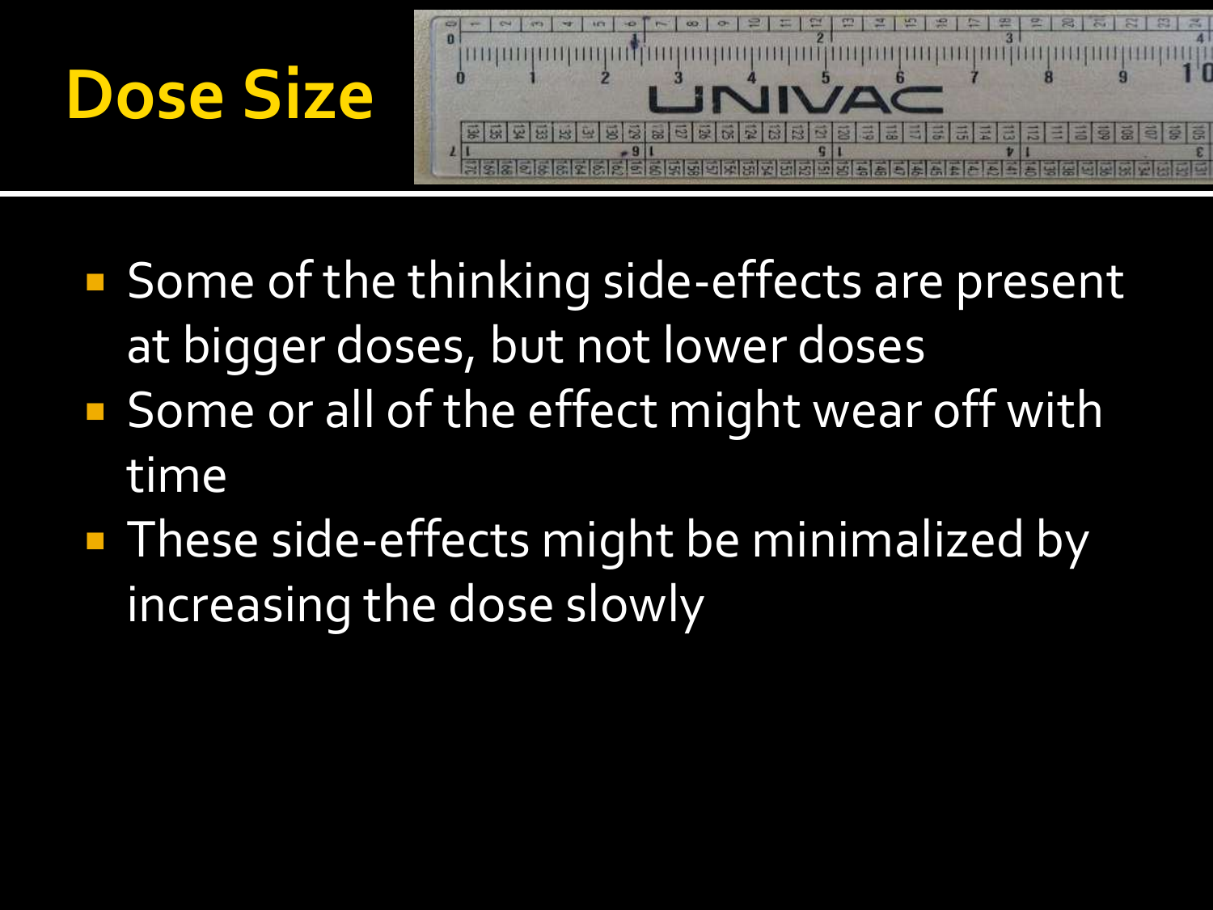# Dose Size

- Some of the thinking side-effects are present at bigger doses, but not lower doses
- Some or all of the effect might wear off with time
- These side-effects might be minimalized by increasing the dose slowly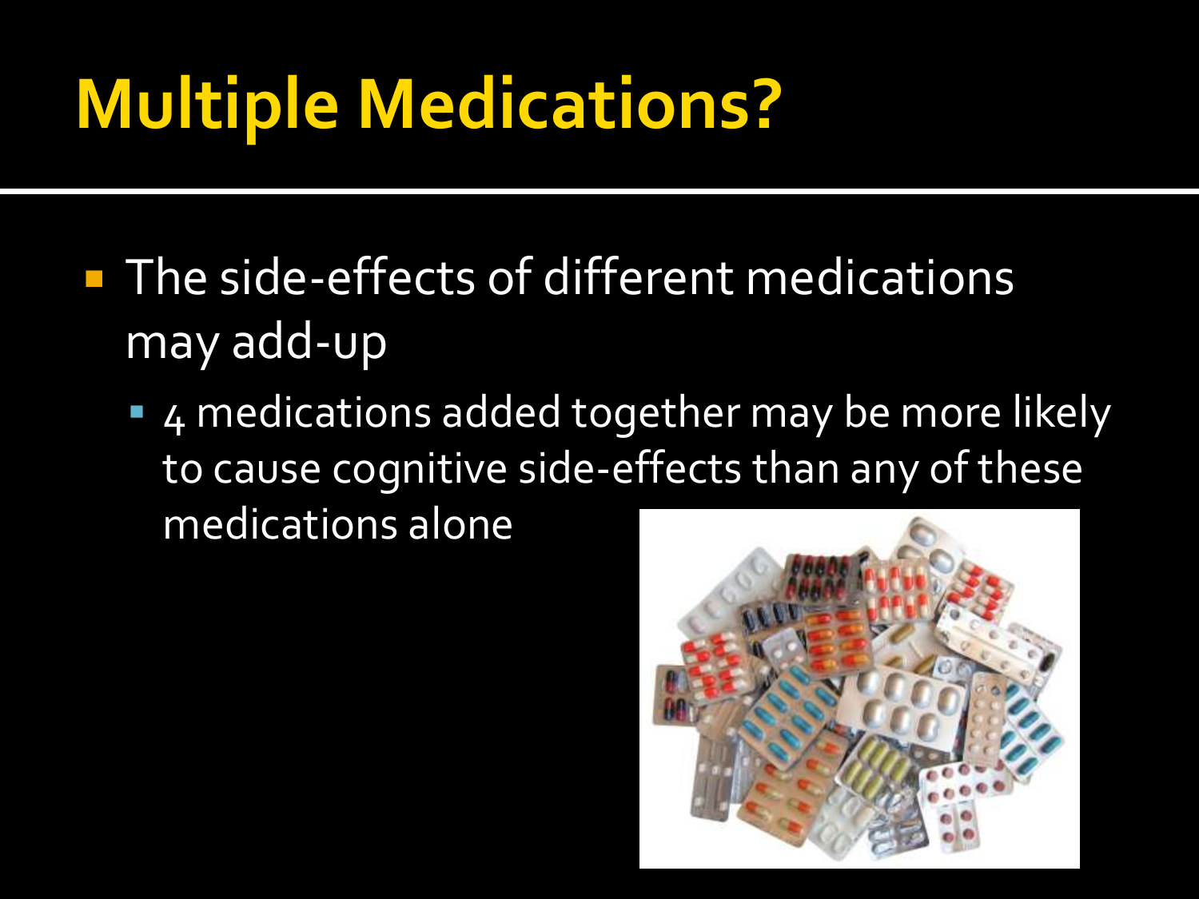# Multiple Medications?

- The side-effects of different medications may add-up
  - 4 medications added together may be more likely to cause cognitive side-effects than any of these medications alone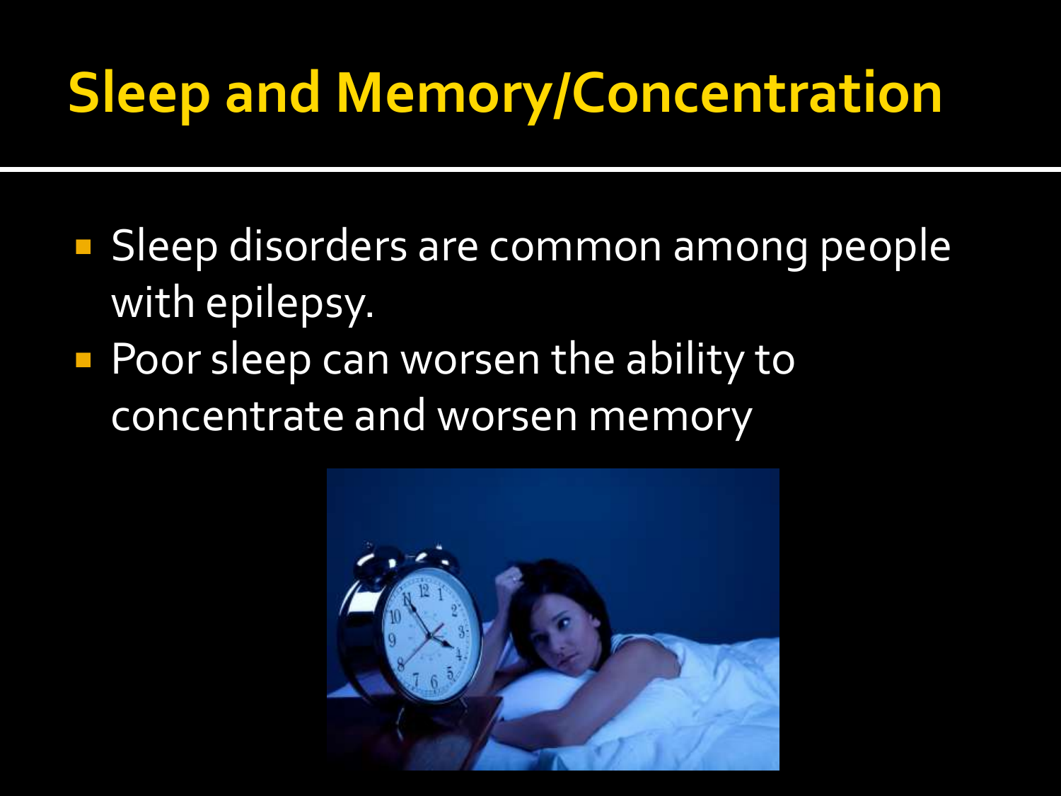# Sleep and Memory/Concentration

- Sleep disorders are common among people with epilepsy.
- Poor sleep can worsen the ability to concentrate and worsen memory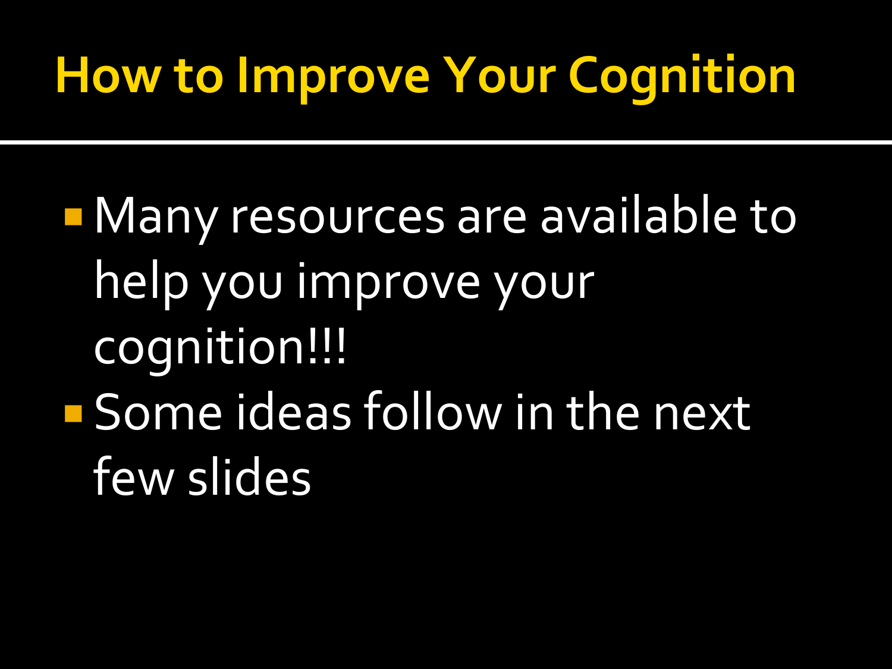# How to Improve Your Cognition

- Many resources are available to help you improve your cognition!!!
- Some ideas follow in the next few slides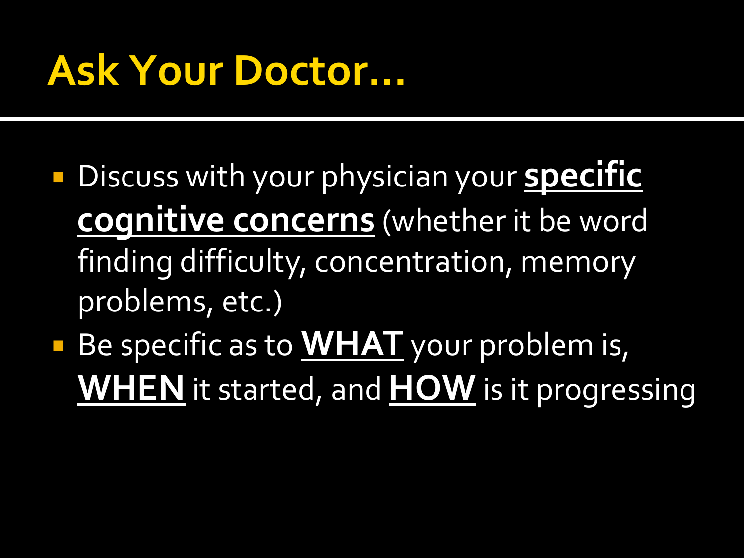# Ask Your Doctor…

- Discuss with your physician your **specific cognitive concerns** (whether it be word finding difficulty, concentration, memory problems, etc.)
- Be specific as to **WHAT** your problem is, **WHEN** it started, and **HOW** is it progressing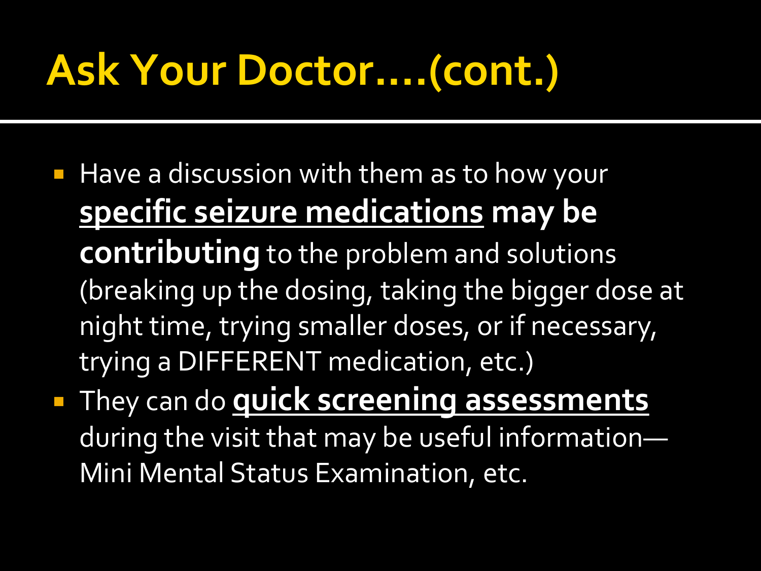# Ask Your Doctor….(cont.)

- Have a discussion with them as to how your **specific seizure medications may be contributing** to the problem and solutions (breaking up the dosing, taking the bigger dose at night time, trying smaller doses, or if necessary, trying a DIFFERENT medication, etc.)
- They can do **quick screening assessments** during the visit that may be useful information—Mini Mental Status Examination, etc.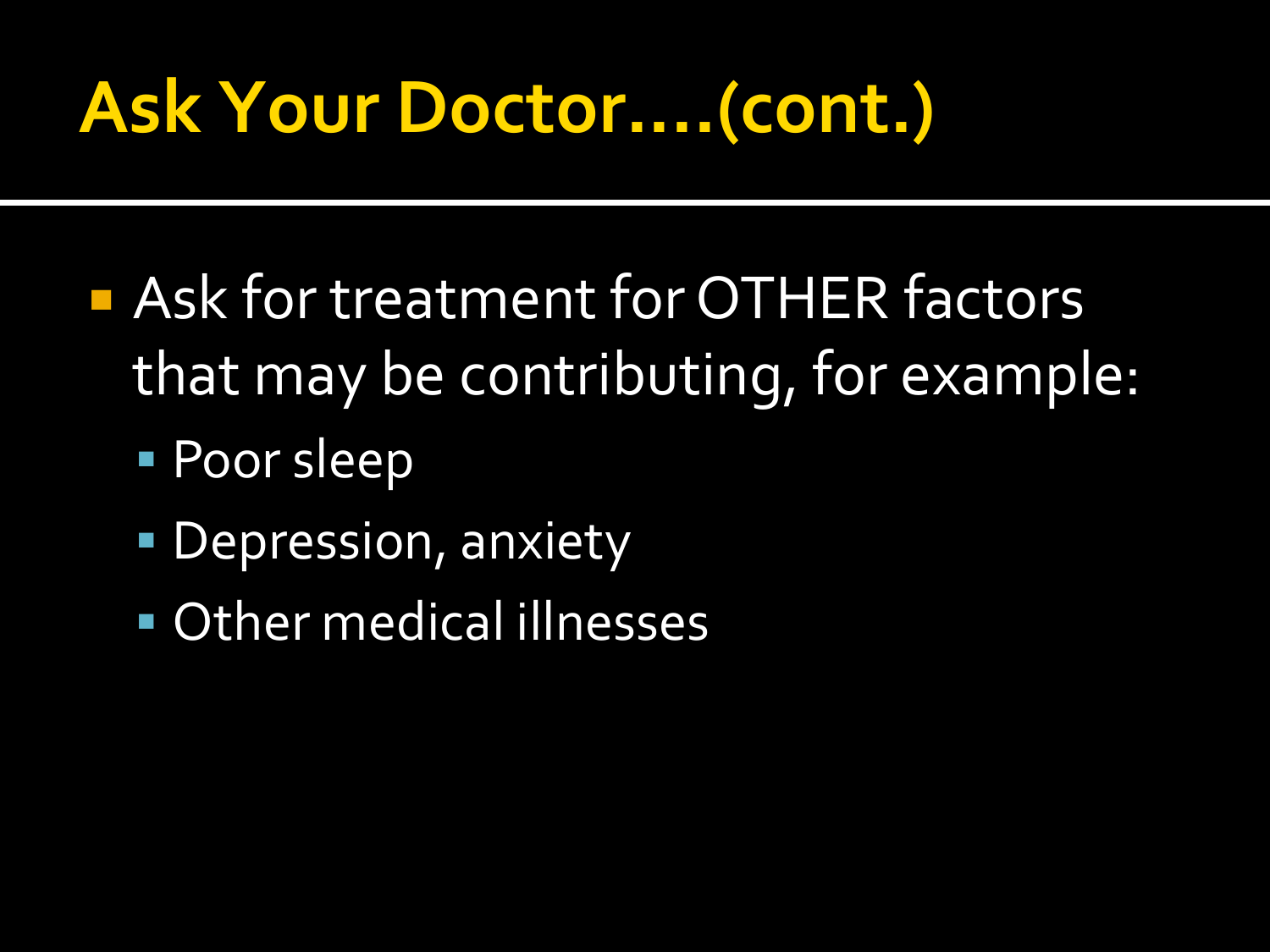# Ask Your Doctor….(cont.)

- Ask for treatment for OTHER factors that may be contributing, for example:
  - Poor sleep
  - Depression, anxiety
  - Other medical illnesses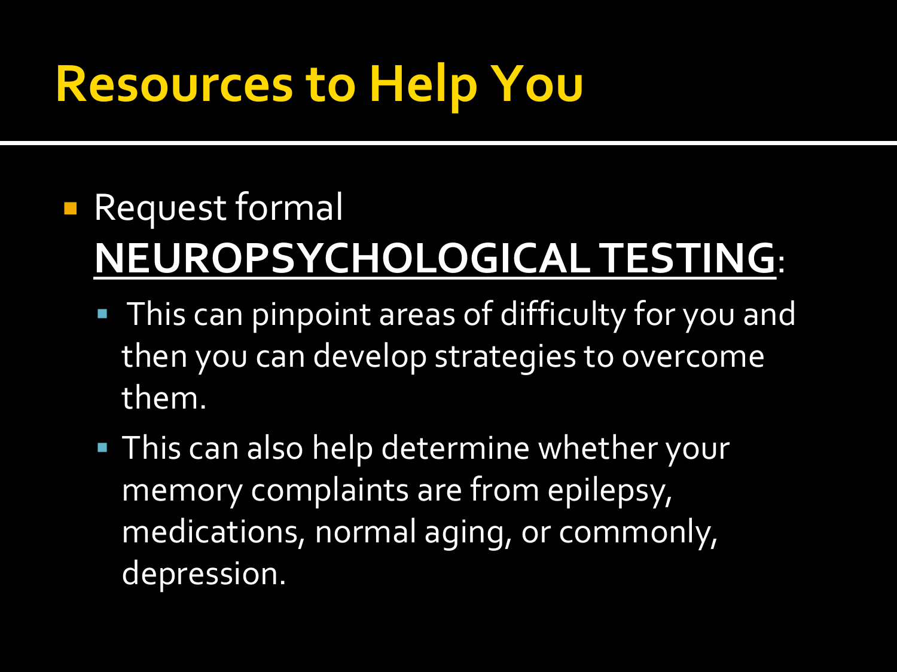# Resources to Help You

- Request formal **NEUROPSYCHOLOGICAL TESTING**:
  - This can pinpoint areas of difficulty for you and then you can develop strategies to overcome them.
  - This can also help determine whether your memory complaints are from epilepsy, medications, normal aging, or commonly, depression.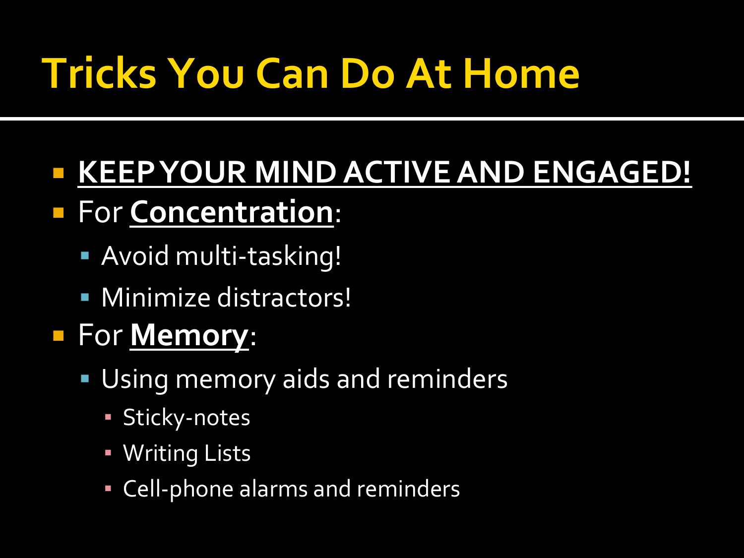# Tricks You Can Do At Home

- **KEEP YOUR MIND ACTIVE AND ENGAGED!**
- For **Concentration**:
  - Avoid multi-tasking!
  - Minimize distractors!
- For **Memory**:
  - Using memory aids and reminders
    - Sticky-notes
    - Writing Lists
    - Cell-phone alarms and reminders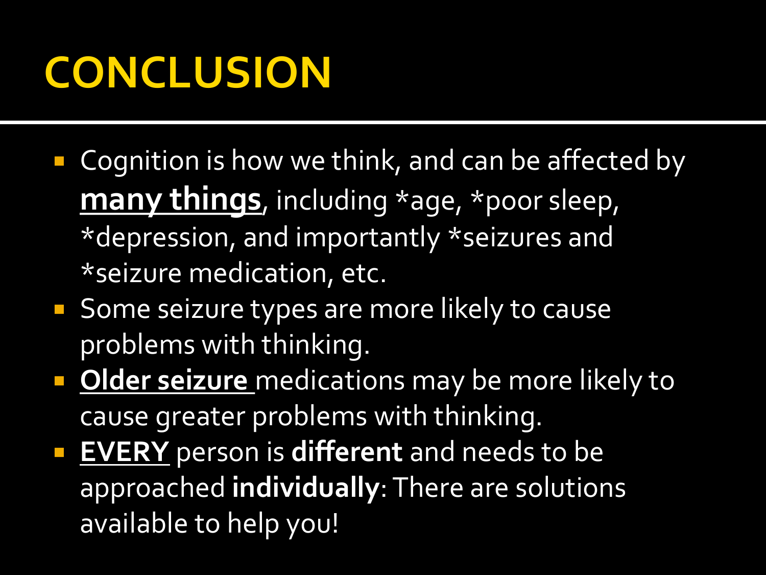# CONCLUSION

- Cognition is how we think, and can be affected by **many things**, including *age, *poor sleep, *depression, and importantly *seizures and *seizure medication, etc.
- Some seizure types are more likely to cause problems with thinking.
- **Older seizure** medications may be more likely to cause greater problems with thinking.
- **EVERY** person is **different** and needs to be approached **individually**: There are solutions available to help you!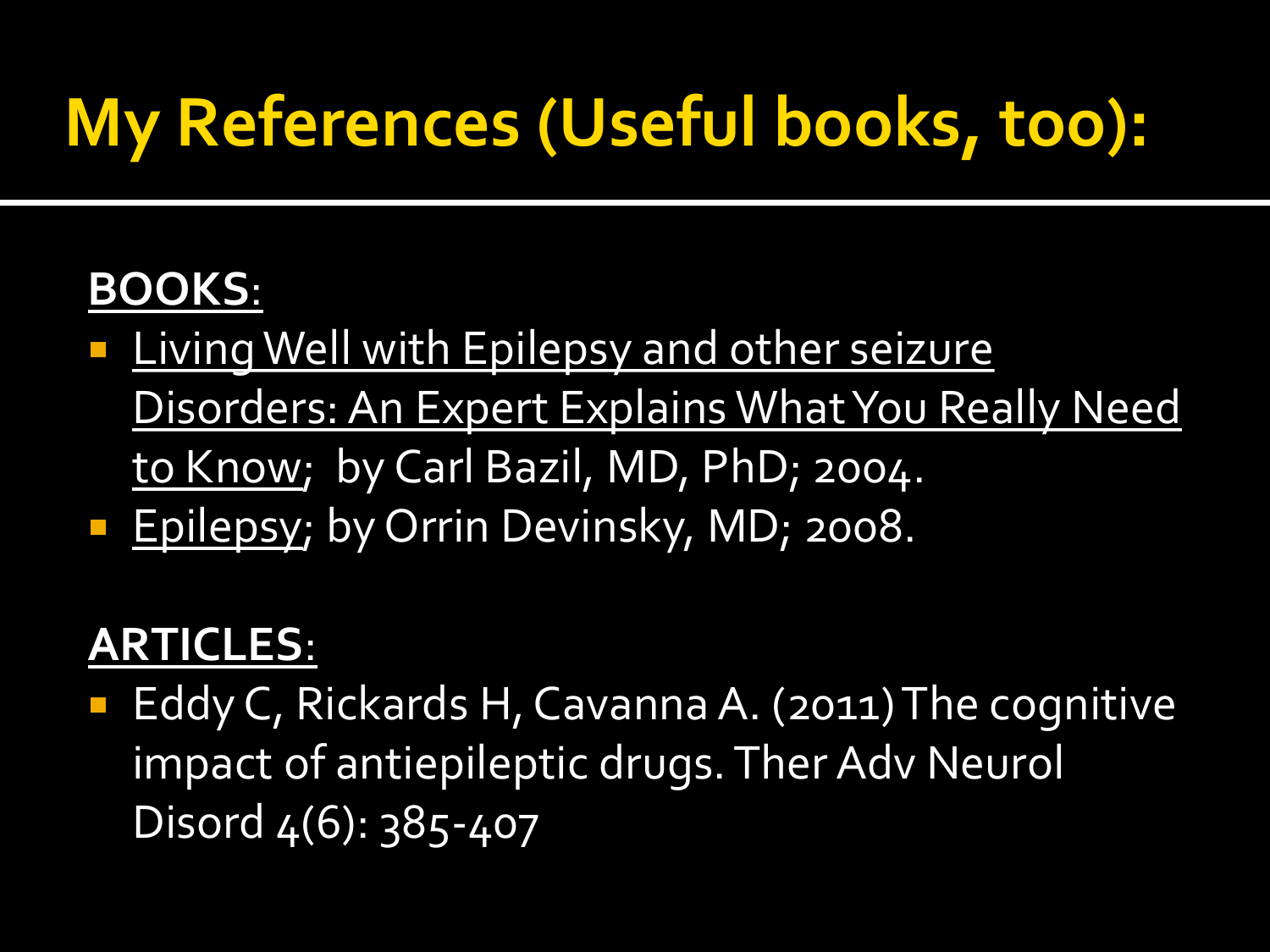# My References (Useful books, too):

**BOOKS**:

- Living Well with Epilepsy and other seizure Disorders: An Expert Explains What You Really Need to Know; by Carl Bazil, MD, PhD; 2004.
- Epilepsy; by Orrin Devinsky, MD; 2008.

**ARTICLES**:

- Eddy C, Rickards H, Cavanna A. (2011) The cognitive impact of antiepileptic drugs. Ther Adv Neurol Disord 4(6): 385-407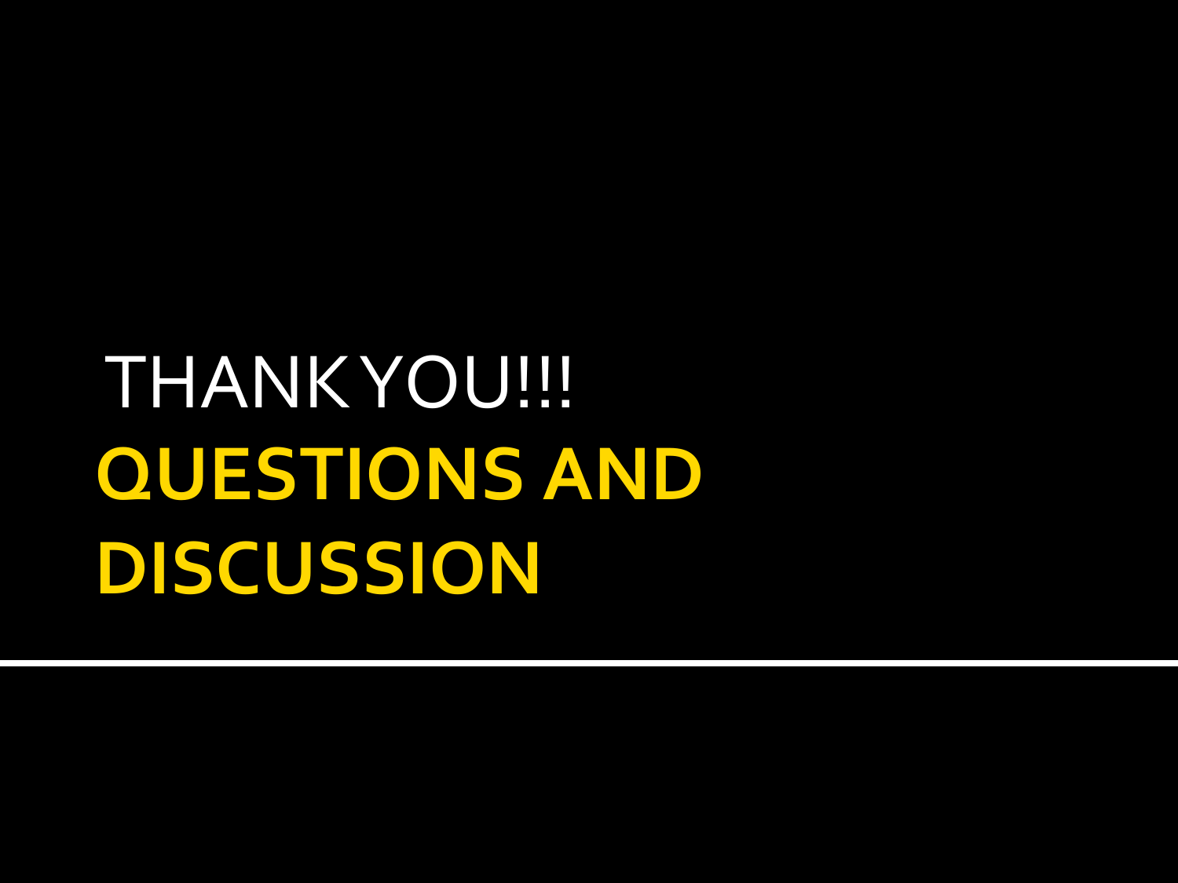THANK YOU!!!

# QUESTIONS AND DISCUSSION